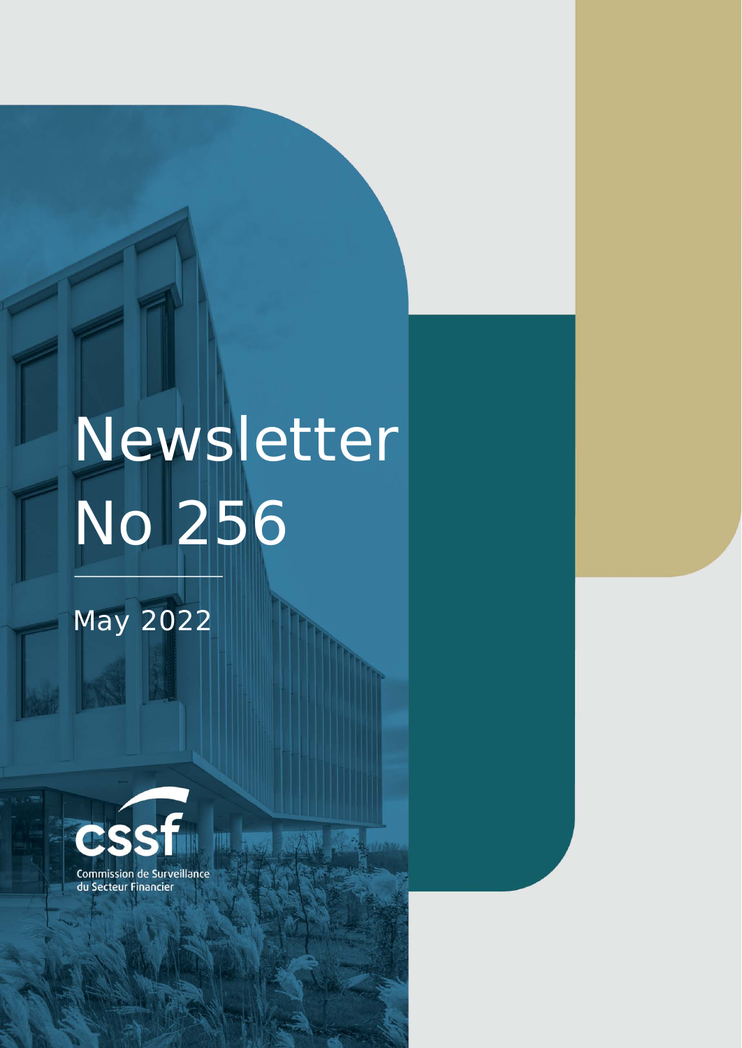# Newsletter No 256

May 2022

cssf

Commission de Surveillance du Secteur Financier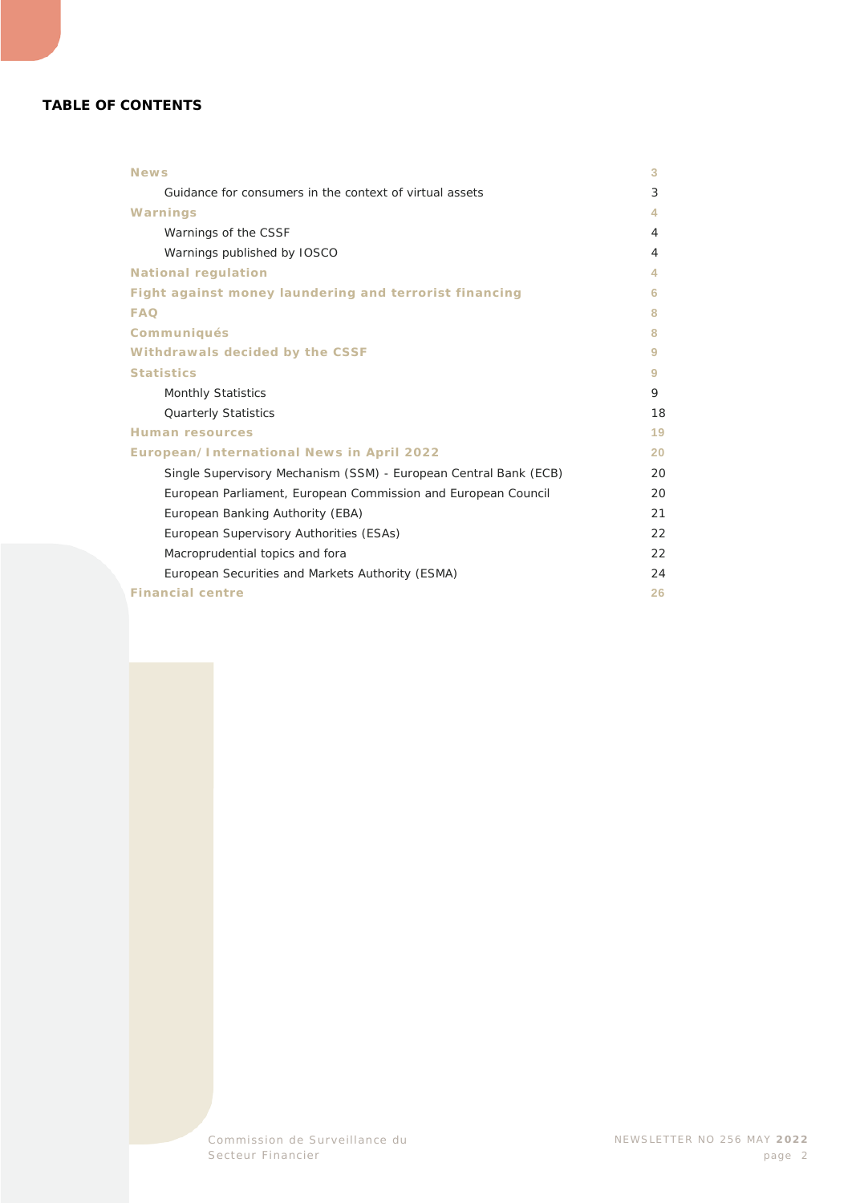**TABLE OF CONTENTS**

| | |
|---|---|
| **News** | 3 |
| Guidance for consumers in the context of virtual assets | 3 |
| **Warnings** | 4 |
| Warnings of the CSSF | 4 |
| Warnings published by IOSCO | 4 |
| **National regulation** | 4 |
| **Fight against money laundering and terrorist financing** | 6 |
| **FAQ** | 8 |
| **Communiqués** | 8 |
| **Withdrawals decided by the CSSF** | 9 |
| **Statistics** | 9 |
| Monthly Statistics | 9 |
| Quarterly Statistics | 18 |
| **Human resources** | 19 |
| **European/International News in April 2022** | 20 |
| Single Supervisory Mechanism (SSM) - European Central Bank (ECB) | 20 |
| European Parliament, European Commission and European Council | 20 |
| European Banking Authority (EBA) | 21 |
| European Supervisory Authorities (ESAs) | 22 |
| Macroprudential topics and fora | 22 |
| European Securities and Markets Authority (ESMA) | 24 |
| **Financial centre** | 26 |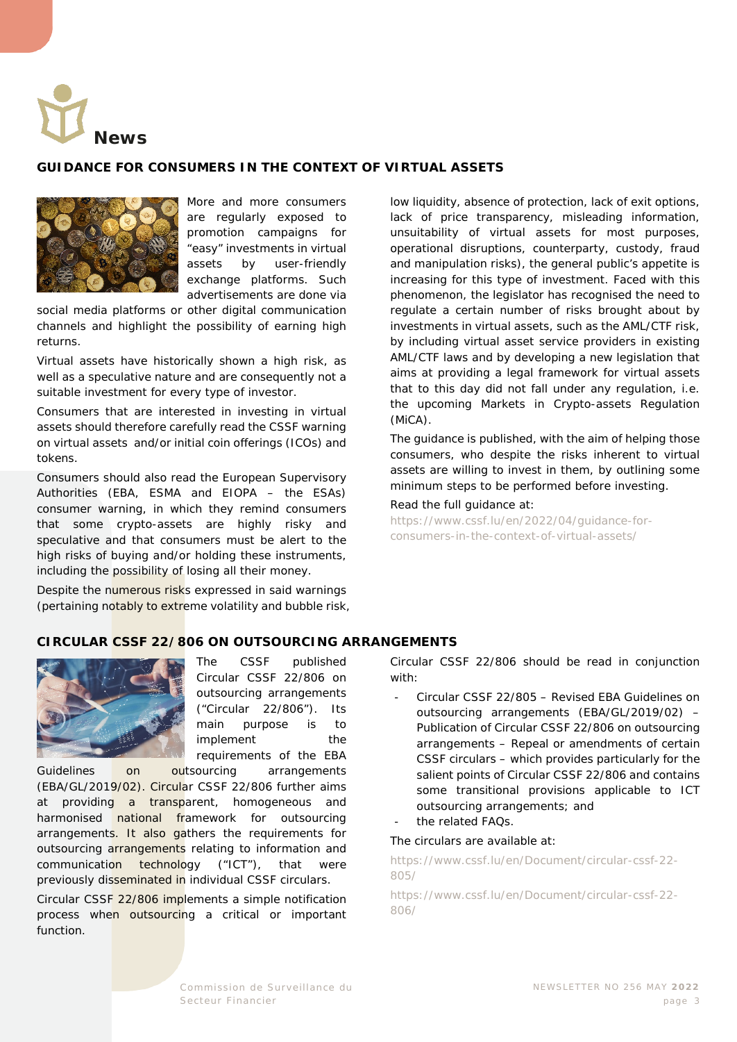# News

## GUIDANCE FOR CONSUMERS IN THE CONTEXT OF VIRTUAL ASSETS

More and more consumers are regularly exposed to promotion campaigns for "easy" investments in virtual assets by user-friendly exchange platforms. Such advertisements are done via social media platforms or other digital communication channels and highlight the possibility of earning high returns.

Virtual assets have historically shown a high risk, as well as a speculative nature and are consequently not a suitable investment for every type of investor.

Consumers that are interested in investing in virtual assets should therefore carefully read the CSSF warning on virtual assets and/or initial coin offerings (ICOs) and tokens.

Consumers should also read the European Supervisory Authorities (EBA, ESMA and EIOPA – the ESAs) consumer warning, in which they remind consumers that some crypto-assets are highly risky and speculative and that consumers must be alert to the high risks of buying and/or holding these instruments, including the possibility of losing all their money.

Despite the numerous risks expressed in said warnings (pertaining notably to extreme volatility and bubble risk, low liquidity, absence of protection, lack of exit options, lack of price transparency, misleading information, unsuitability of virtual assets for most purposes, operational disruptions, counterparty, custody, fraud and manipulation risks), the general public's appetite is increasing for this type of investment. Faced with this phenomenon, the legislator has recognised the need to regulate a certain number of risks brought about by investments in virtual assets, such as the AML/CTF risk, by including virtual asset service providers in existing AML/CTF laws and by developing a new legislation that aims at providing a legal framework for virtual assets that to this day did not fall under any regulation, i.e. the upcoming Markets in Crypto-assets Regulation (MiCA).

The guidance is published, with the aim of helping those consumers, who despite the risks inherent to virtual assets are willing to invest in them, by outlining some minimum steps to be performed before investing.

Read the full guidance at:
https://www.cssf.lu/en/2022/04/guidance-for-consumers-in-the-context-of-virtual-assets/

## CIRCULAR CSSF 22/806 ON OUTSOURCING ARRANGEMENTS

The CSSF published Circular CSSF 22/806 on outsourcing arrangements ("Circular 22/806"). Its main purpose is to implement the requirements of the EBA Guidelines on outsourcing arrangements (EBA/GL/2019/02). Circular CSSF 22/806 further aims at providing a transparent, homogeneous and harmonised national framework for outsourcing arrangements. It also gathers the requirements for outsourcing arrangements relating to information and communication technology ("ICT"), that were previously disseminated in individual CSSF circulars.

Circular CSSF 22/806 implements a simple notification process when outsourcing a critical or important function.

Circular CSSF 22/806 should be read in conjunction with:

- Circular CSSF 22/805 – Revised EBA Guidelines on outsourcing arrangements (EBA/GL/2019/02) – Publication of Circular CSSF 22/806 on outsourcing arrangements – Repeal or amendments of certain CSSF circulars – which provides particularly for the salient points of Circular CSSF 22/806 and contains some transitional provisions applicable to ICT outsourcing arrangements; and
- the related FAQs.

The circulars are available at:

https://www.cssf.lu/en/Document/circular-cssf-22-805/

https://www.cssf.lu/en/Document/circular-cssf-22-806/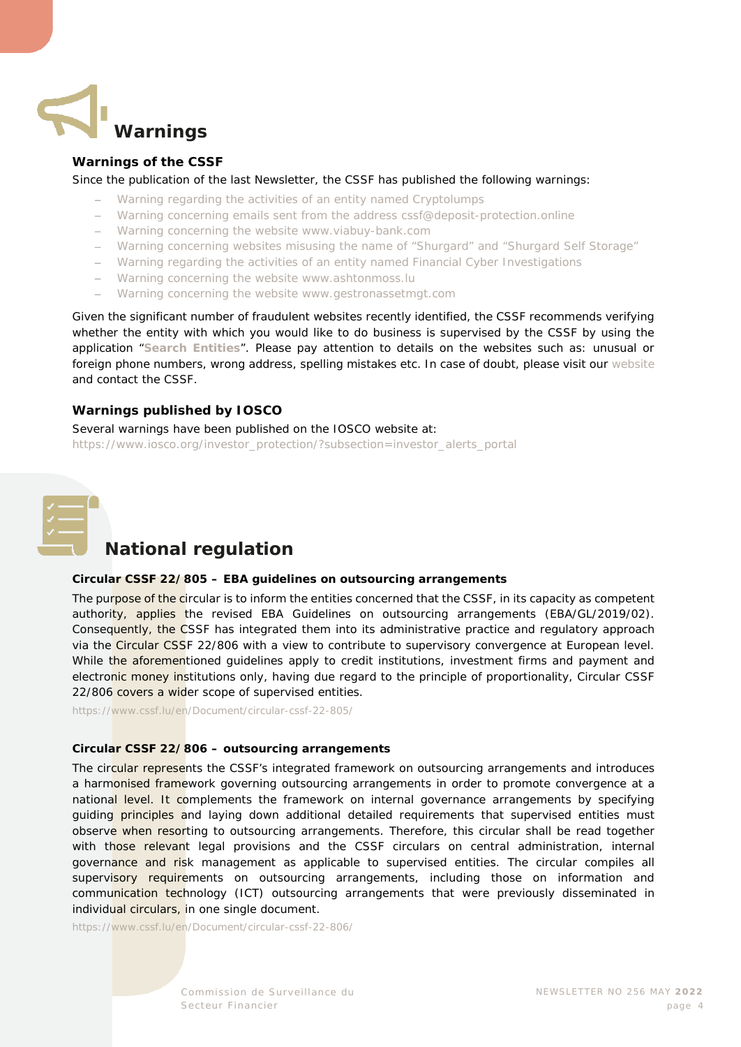# Warnings

## Warnings of the CSSF

Since the publication of the last Newsletter, the CSSF has published the following warnings:

- Warning regarding the activities of an entity named Cryptolumps
- Warning concerning emails sent from the address cssf@deposit-protection.online
- Warning concerning the website www.viabuy-bank.com
- Warning concerning websites misusing the name of "Shurgard" and "Shurgard Self Storage"
- Warning regarding the activities of an entity named Financial Cyber Investigations
- Warning concerning the website www.ashtonmoss.lu
- Warning concerning the website www.gestronassetmgt.com

Given the significant number of fraudulent websites recently identified, the CSSF recommends verifying whether the entity with which you would like to do business is supervised by the CSSF by using the application "**Search Entities**". Please pay attention to details on the websites such as: unusual or foreign phone numbers, wrong address, spelling mistakes etc. In case of doubt, please visit our website and contact the CSSF.

## Warnings published by IOSCO

Several warnings have been published on the IOSCO website at:
https://www.iosco.org/investor_protection/?subsection=investor_alerts_portal

# National regulation

### Circular CSSF 22/805 – EBA guidelines on outsourcing arrangements

The purpose of the circular is to inform the entities concerned that the CSSF, in its capacity as competent authority, applies the revised EBA Guidelines on outsourcing arrangements (EBA/GL/2019/02). Consequently, the CSSF has integrated them into its administrative practice and regulatory approach via the Circular CSSF 22/806 with a view to contribute to supervisory convergence at European level. While the aforementioned guidelines apply to credit institutions, investment firms and payment and electronic money institutions only, having due regard to the principle of proportionality, Circular CSSF 22/806 covers a wider scope of supervised entities.

https://www.cssf.lu/en/Document/circular-cssf-22-805/

### Circular CSSF 22/806 – outsourcing arrangements

The circular represents the CSSF's integrated framework on outsourcing arrangements and introduces a harmonised framework governing outsourcing arrangements in order to promote convergence at a national level. It complements the framework on internal governance arrangements by specifying guiding principles and laying down additional detailed requirements that supervised entities must observe when resorting to outsourcing arrangements. Therefore, this circular shall be read together with those relevant legal provisions and the CSSF circulars on central administration, internal governance and risk management as applicable to supervised entities. The circular compiles all supervisory requirements on outsourcing arrangements, including those on information and communication technology (ICT) outsourcing arrangements that were previously disseminated in individual circulars, in one single document.

https://www.cssf.lu/en/Document/circular-cssf-22-806/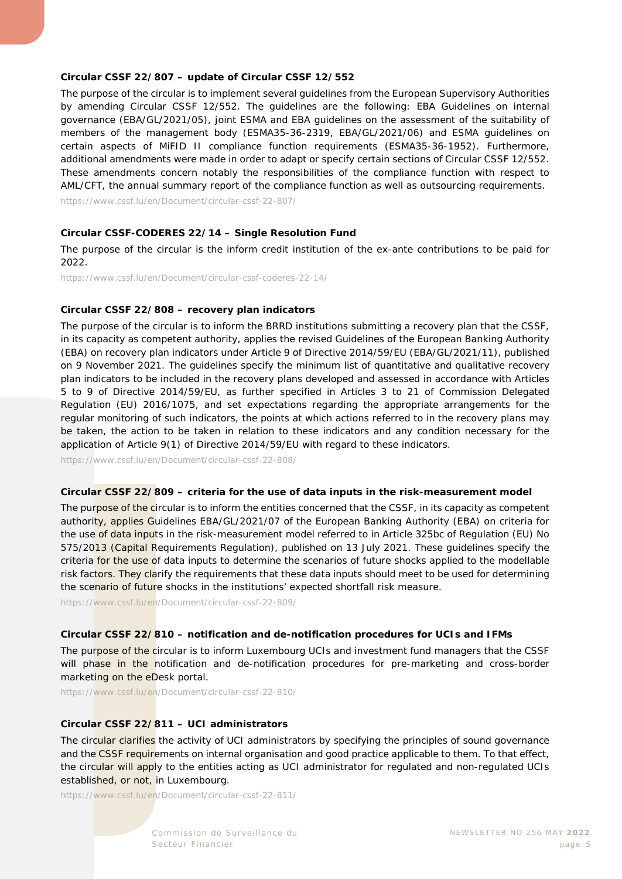### Circular CSSF 22/807 – update of Circular CSSF 12/552

The purpose of the circular is to implement several guidelines from the European Supervisory Authorities by amending Circular CSSF 12/552. The guidelines are the following: EBA Guidelines on internal governance (EBA/GL/2021/05), joint ESMA and EBA guidelines on the assessment of the suitability of members of the management body (ESMA35-36-2319, EBA/GL/2021/06) and ESMA guidelines on certain aspects of MiFID II compliance function requirements (ESMA35-36-1952). Furthermore, additional amendments were made in order to adapt or specify certain sections of Circular CSSF 12/552. These amendments concern notably the responsibilities of the compliance function with respect to AML/CFT, the annual summary report of the compliance function as well as outsourcing requirements.

https://www.cssf.lu/en/Document/circular-cssf-22-807/

### Circular CSSF-CODERES 22/14 – Single Resolution Fund

The purpose of the circular is the inform credit institution of the ex-ante contributions to be paid for 2022.

https://www.cssf.lu/en/Document/circular-cssf-coderes-22-14/

### Circular CSSF 22/808 – recovery plan indicators

The purpose of the circular is to inform the BRRD institutions submitting a recovery plan that the CSSF, in its capacity as competent authority, applies the revised Guidelines of the European Banking Authority (EBA) on recovery plan indicators under Article 9 of Directive 2014/59/EU (EBA/GL/2021/11), published on 9 November 2021. The guidelines specify the minimum list of quantitative and qualitative recovery plan indicators to be included in the recovery plans developed and assessed in accordance with Articles 5 to 9 of Directive 2014/59/EU, as further specified in Articles 3 to 21 of Commission Delegated Regulation (EU) 2016/1075, and set expectations regarding the appropriate arrangements for the regular monitoring of such indicators, the points at which actions referred to in the recovery plans may be taken, the action to be taken in relation to these indicators and any condition necessary for the application of Article 9(1) of Directive 2014/59/EU with regard to these indicators.

https://www.cssf.lu/en/Document/circular-cssf-22-808/

### Circular CSSF 22/809 – criteria for the use of data inputs in the risk-measurement model

The purpose of the circular is to inform the entities concerned that the CSSF, in its capacity as competent authority, applies Guidelines EBA/GL/2021/07 of the European Banking Authority (EBA) on criteria for the use of data inputs in the risk-measurement model referred to in Article 325bc of Regulation (EU) No 575/2013 (Capital Requirements Regulation), published on 13 July 2021. These guidelines specify the criteria for the use of data inputs to determine the scenarios of future shocks applied to the modellable risk factors. They clarify the requirements that these data inputs should meet to be used for determining the scenario of future shocks in the institutions' expected shortfall risk measure.

https://www.cssf.lu/en/Document/circular-cssf-22-809/

### Circular CSSF 22/810 – notification and de-notification procedures for UCIs and IFMs

The purpose of the circular is to inform Luxembourg UCIs and investment fund managers that the CSSF will phase in the notification and de-notification procedures for pre-marketing and cross-border marketing on the eDesk portal.

https://www.cssf.lu/en/Document/circular-cssf-22-810/

### Circular CSSF 22/811 – UCI administrators

The circular clarifies the activity of UCI administrators by specifying the principles of sound governance and the CSSF requirements on internal organisation and good practice applicable to them. To that effect, the circular will apply to the entities acting as UCI administrator for regulated and non-regulated UCIs established, or not, in Luxembourg.

https://www.cssf.lu/en/Document/circular-cssf-22-811/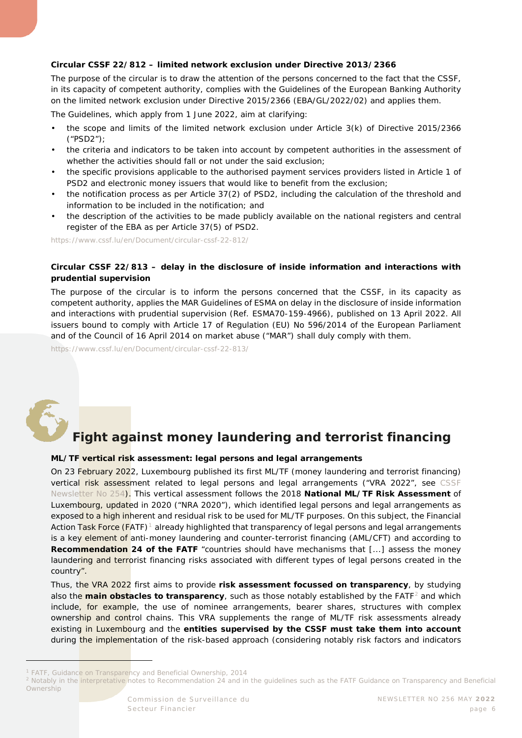**Circular CSSF 22/812 – limited network exclusion under Directive 2013/2366**

The purpose of the circular is to draw the attention of the persons concerned to the fact that the CSSF, in its capacity of competent authority, complies with the Guidelines of the European Banking Authority on the limited network exclusion under Directive 2015/2366 (EBA/GL/2022/02) and applies them.

The Guidelines, which apply from 1 June 2022, aim at clarifying:

- the scope and limits of the limited network exclusion under Article 3(k) of Directive 2015/2366 ("PSD2");
- the criteria and indicators to be taken into account by competent authorities in the assessment of whether the activities should fall or not under the said exclusion;
- the specific provisions applicable to the authorised payment services providers listed in Article 1 of PSD2 and electronic money issuers that would like to benefit from the exclusion;
- the notification process as per Article 37(2) of PSD2, including the calculation of the threshold and information to be included in the notification; and
- the description of the activities to be made publicly available on the national registers and central register of the EBA as per Article 37(5) of PSD2.

https://www.cssf.lu/en/Document/circular-cssf-22-812/

**Circular CSSF 22/813 – delay in the disclosure of inside information and interactions with prudential supervision**

The purpose of the circular is to inform the persons concerned that the CSSF, in its capacity as competent authority, applies the MAR Guidelines of ESMA on delay in the disclosure of inside information and interactions with prudential supervision (Ref. ESMA70-159-4966), published on 13 April 2022. All issuers bound to comply with Article 17 of Regulation (EU) No 596/2014 of the European Parliament and of the Council of 16 April 2014 on market abuse ("MAR") shall duly comply with them.

https://www.cssf.lu/en/Document/circular-cssf-22-813/

# Fight against money laundering and terrorist financing

**ML/TF vertical risk assessment: legal persons and legal arrangements**

On 23 February 2022, Luxembourg published its first ML/TF (money laundering and terrorist financing) vertical risk assessment related to legal persons and legal arrangements ("VRA 2022", see CSSF Newsletter No 254). This vertical assessment follows the 2018 **National ML/TF Risk Assessment** of Luxembourg, updated in 2020 ("NRA 2020"), which identified legal persons and legal arrangements as exposed to a high inherent and residual risk to be used for ML/TF purposes. On this subject, the Financial Action Task Force (FATF)[1] already highlighted that transparency of legal persons and legal arrangements is a key element of anti-money laundering and counter-terrorist financing (AML/CFT) and according to **Recommendation 24 of the FATF** "countries should have mechanisms that [...] assess the money laundering and terrorist financing risks associated with different types of legal persons created in the country".

Thus, the VRA 2022 first aims to provide **risk assessment focussed on transparency**, by studying also the **main obstacles to transparency**, such as those notably established by the FATF[2] and which include, for example, the use of nominee arrangements, bearer shares, structures with complex ownership and control chains. This VRA supplements the range of ML/TF risk assessments already existing in Luxembourg and the **entities supervised by the CSSF must take them into account** during the implementation of the risk-based approach (considering notably risk factors and indicators

[1] FATF, Guidance on Transparency and Beneficial Ownership, 2014

[2] Notably in the interpretative notes to Recommendation 24 and in the guidelines such as the FATF Guidance on Transparency and Beneficial Ownership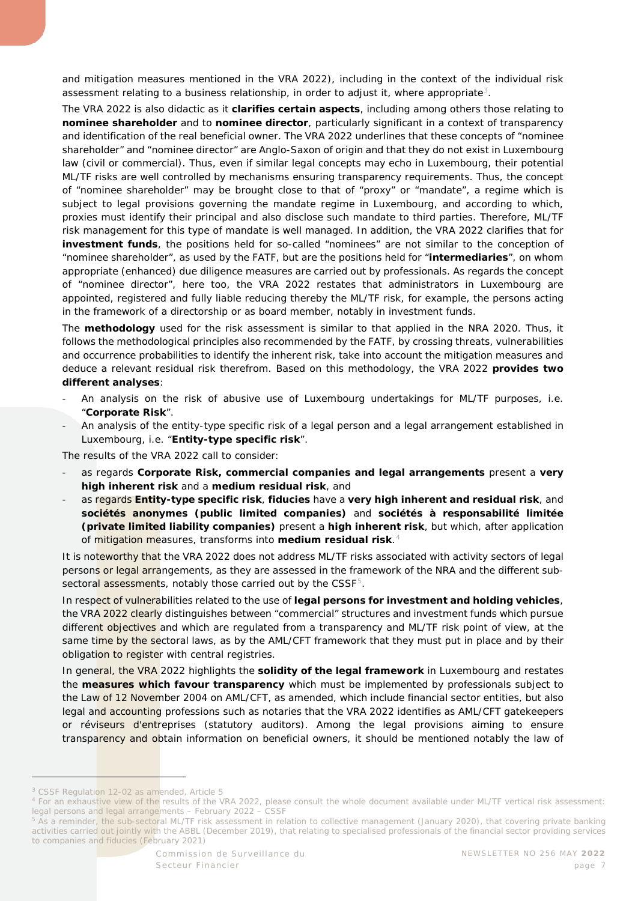and mitigation measures mentioned in the VRA 2022), including in the context of the individual risk assessment relating to a business relationship, in order to adjust it, where appropriate[3].

The VRA 2022 is also didactic as it **clarifies certain aspects**, including among others those relating to **nominee shareholder** and to **nominee director**, particularly significant in a context of transparency and identification of the real beneficial owner. The VRA 2022 underlines that these concepts of "nominee shareholder" and "nominee director" are Anglo-Saxon of origin and that they do not exist in Luxembourg law (civil or commercial). Thus, even if similar legal concepts may echo in Luxembourg, their potential ML/TF risks are well controlled by mechanisms ensuring transparency requirements. Thus, the concept of "nominee shareholder" may be brought close to that of "proxy" or "mandate", a regime which is subject to legal provisions governing the mandate regime in Luxembourg, and according to which, proxies must identify their principal and also disclose such mandate to third parties. Therefore, ML/TF risk management for this type of mandate is well managed. In addition, the VRA 2022 clarifies that for **investment funds**, the positions held for so-called "nominees" are not similar to the conception of "nominee shareholder", as used by the FATF, but are the positions held for "**intermediaries**", on whom appropriate (enhanced) due diligence measures are carried out by professionals. As regards the concept of "nominee director", here too, the VRA 2022 restates that administrators in Luxembourg are appointed, registered and fully liable reducing thereby the ML/TF risk, for example, the persons acting in the framework of a directorship or as board member, notably in investment funds.

The **methodology** used for the risk assessment is similar to that applied in the NRA 2020. Thus, it follows the methodological principles also recommended by the FATF, by crossing threats, vulnerabilities and occurrence probabilities to identify the inherent risk, take into account the mitigation measures and deduce a relevant residual risk therefrom. Based on this methodology, the VRA 2022 **provides two different analyses**:

- An analysis on the risk of abusive use of Luxembourg undertakings for ML/TF purposes, i.e. "**Corporate Risk**".
- An analysis of the entity-type specific risk of a legal person and a legal arrangement established in Luxembourg, i.e. "**Entity-type specific risk**".

The results of the VRA 2022 call to consider:

- as regards **Corporate Risk, commercial companies and legal arrangements** present a **very high inherent risk** and a **medium residual risk**, and
- as regards **Entity-type specific risk**, **fiducies** have a **very high inherent and residual risk**, and **sociétés anonymes (public limited companies)** and **sociétés à responsabilité limitée (private limited liability companies)** present a **high inherent risk**, but which, after application of mitigation measures, transforms into **medium residual risk**.[4]

It is noteworthy that the VRA 2022 does not address ML/TF risks associated with activity sectors of legal persons or legal arrangements, as they are assessed in the framework of the NRA and the different sub-sectoral assessments, notably those carried out by the CSSF[5].

In respect of vulnerabilities related to the use of **legal persons for investment and holding vehicles**, the VRA 2022 clearly distinguishes between "commercial" structures and investment funds which pursue different objectives and which are regulated from a transparency and ML/TF risk point of view, at the same time by the sectoral laws, as by the AML/CFT framework that they must put in place and by their obligation to register with central registries.

In general, the VRA 2022 highlights the **solidity of the legal framework** in Luxembourg and restates the **measures which favour transparency** which must be implemented by professionals subject to the Law of 12 November 2004 on AML/CFT, as amended, which include financial sector entities, but also legal and accounting professions such as notaries that the VRA 2022 identifies as AML/CFT gatekeepers or réviseurs d'entreprises (statutory auditors). Among the legal provisions aiming to ensure transparency and obtain information on beneficial owners, it should be mentioned notably the law of

---

[3] CSSF Regulation 12-02 as amended, Article 5

[4] For an exhaustive view of the results of the VRA 2022, please consult the whole document available under ML/TF vertical risk assessment: legal persons and legal arrangements – February 2022 – CSSF

[5] As a reminder, the sub-sectoral ML/TF risk assessment in relation to collective management (January 2020), that covering private banking activities carried out jointly with the ABBL (December 2019), that relating to specialised professionals of the financial sector providing services to companies and fiducies (February 2021)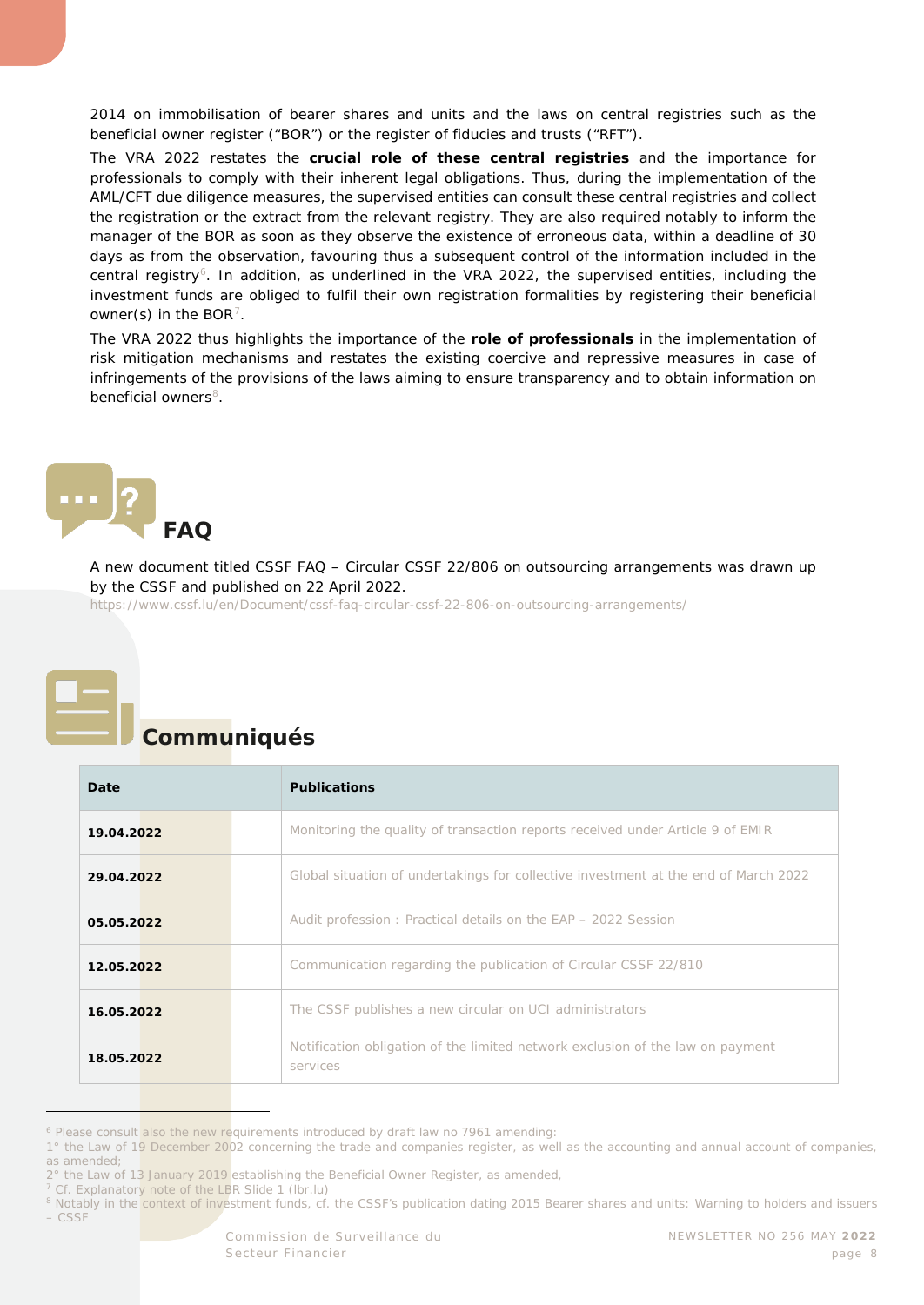2014 on immobilisation of bearer shares and units and the laws on central registries such as the beneficial owner register ("BOR") or the register of fiducies and trusts ("RFT").

The VRA 2022 restates the **crucial role of these central registries** and the importance for professionals to comply with their inherent legal obligations. Thus, during the implementation of the AML/CFT due diligence measures, the supervised entities can consult these central registries and collect the registration or the extract from the relevant registry. They are also required notably to inform the manager of the BOR as soon as they observe the existence of erroneous data, within a deadline of 30 days as from the observation, favouring thus a subsequent control of the information included in the central registry[6]. In addition, as underlined in the VRA 2022, the supervised entities, including the investment funds are obliged to fulfil their own registration formalities by registering their beneficial owner(s) in the BOR[7].

The VRA 2022 thus highlights the importance of the **role of professionals** in the implementation of risk mitigation mechanisms and restates the existing coercive and repressive measures in case of infringements of the provisions of the laws aiming to ensure transparency and to obtain information on beneficial owners[8].

## FAQ

A new document titled CSSF FAQ – Circular CSSF 22/806 on outsourcing arrangements was drawn up by the CSSF and published on 22 April 2022.

https://www.cssf.lu/en/Document/cssf-faq-circular-cssf-22-806-on-outsourcing-arrangements/

## Communiqués

| Date | Publications |
|---|---|
| **19.04.2022** | Monitoring the quality of transaction reports received under Article 9 of EMIR |
| **29.04.2022** | Global situation of undertakings for collective investment at the end of March 2022 |
| **05.05.2022** | Audit profession : Practical details on the EAP – 2022 Session |
| **12.05.2022** | Communication regarding the publication of Circular CSSF 22/810 |
| **16.05.2022** | The CSSF publishes a new circular on UCI administrators |
| **18.05.2022** | Notification obligation of the limited network exclusion of the law on payment services |

[6] Please consult also the new requirements introduced by draft law no 7961 amending:
1° the Law of 19 December 2002 concerning the trade and companies register, as well as the accounting and annual account of companies, as amended;
2° the Law of 13 January 2019 establishing the Beneficial Owner Register, as amended,

[7] Cf. Explanatory note of the LBR Slide 1 (lbr.lu)

[8] Notably in the context of investment funds, cf. the CSSF's publication dating 2015 Bearer shares and units: Warning to holders and issuers – CSSF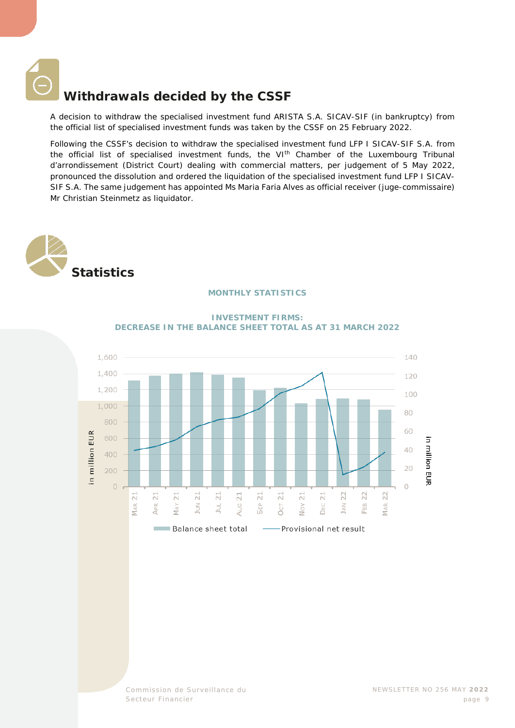# Withdrawals decided by the CSSF

A decision to withdraw the specialised investment fund ARISTA S.A. SICAV-SIF (in bankruptcy) from the official list of specialised investment funds was taken by the CSSF on 25 February 2022.

Following the CSSF's decision to withdraw the specialised investment fund LFP I SICAV-SIF S.A. from the official list of specialised investment funds, the VIth Chamber of the Luxembourg Tribunal d'arrondissement (District Court) dealing with commercial matters, per judgement of 5 May 2022, pronounced the dissolution and ordered the liquidation of the specialised investment fund LFP I SICAV-SIF S.A. The same judgement has appointed Ms Maria Faria Alves as official receiver (juge-commissaire) Mr Christian Steinmetz as liquidator.

# Statistics

## MONTHLY STATISTICS

### INVESTMENT FIRMS: DECREASE IN THE BALANCE SHEET TOTAL AS AT 31 MARCH 2022

Left axis: in million EUR (0 – 1,600); right axis: in million EUR (0 – 140)

Months: Mar 21, Apr 21, May 21, Jun 21, Jul 21, Aug 21, Sep 21, Oct 21, Nov 21, Dec 21, Jan 22, Feb 22, Mar 22

Balance sheet total — Provisional net result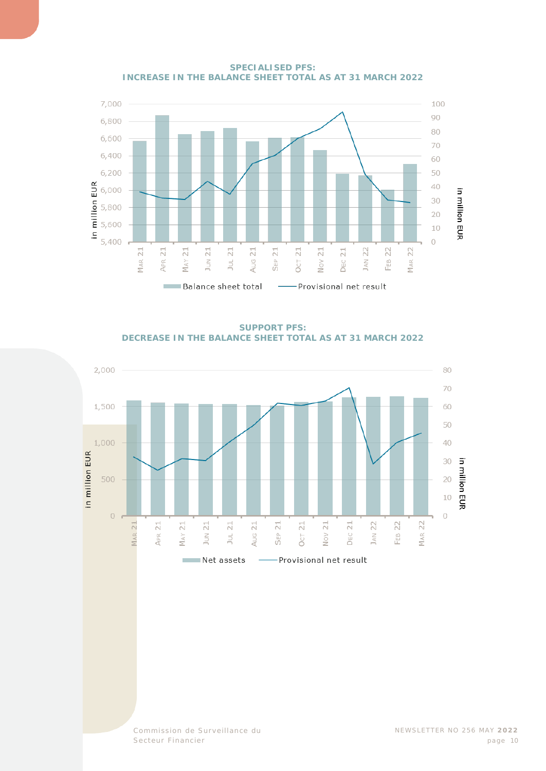**SPECIALISED PFS:**
**INCREASE IN THE BALANCE SHEET TOTAL AS AT 31 MARCH 2022**

**SUPPORT PFS:**
**DECREASE IN THE BALANCE SHEET TOTAL AS AT 31 MARCH 2022**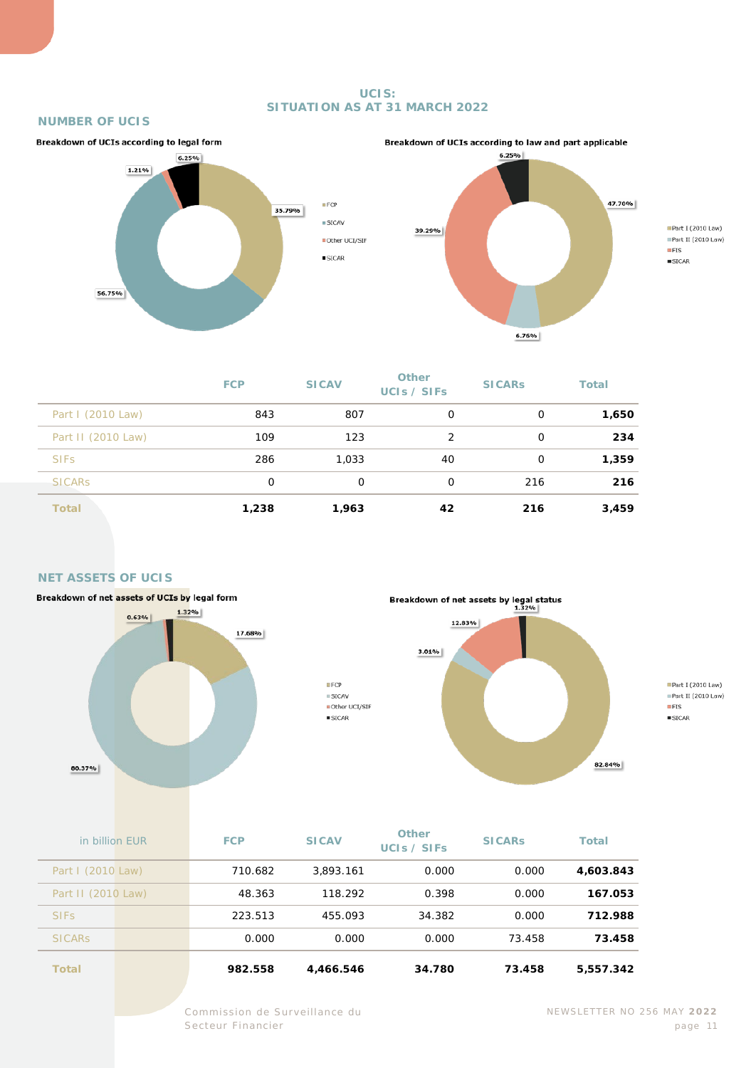# UCIS: SITUATION AS AT 31 MARCH 2022

## NUMBER OF UCIS

**Breakdown of UCIs according to legal form**

- FCP: 35.79%
- SICAV: 56.75%
- Other UCI/SIF: 1.21%
- SICAR: 6.25%

**Breakdown of UCIs according to law and part applicable**

- Part I (2010 Law): 47.70%
- Part II (2010 Law): 6.76%
- FIS: 39.29%
- SICAR: 6.25%

| | FCP | SICAV | Other UCIs / SIFs | SICARs | Total |
|---|---|---|---|---|---|
| Part I (2010 Law) | 843 | 807 | 0 | 0 | **1,650** |
| Part II (2010 Law) | 109 | 123 | 2 | 0 | **234** |
| SIFs | 286 | 1,033 | 40 | 0 | **1,359** |
| SICARs | 0 | 0 | 0 | 216 | **216** |
| **Total** | **1,238** | **1,963** | **42** | **216** | **3,459** |

## NET ASSETS OF UCIS

**Breakdown of net assets of UCIs by legal form**

- FCP: 17.68%
- SICAV: 80.37%
- Other UCI/SIF: 0.63%
- SICAR: 1.32%

**Breakdown of net assets by legal status**

- Part I (2010 Law): 82.84%
- Part II (2010 Law): 3.01%
- FIS: 12.83%
- SICAR: 1.32%

| in billion EUR | FCP | SICAV | Other UCIs / SIFs | SICARs | Total |
|---|---|---|---|---|---|
| Part I (2010 Law) | 710.682 | 3,893.161 | 0.000 | 0.000 | **4,603.843** |
| Part II (2010 Law) | 48.363 | 118.292 | 0.398 | 0.000 | **167.053** |
| SIFs | 223.513 | 455.093 | 34.382 | 0.000 | **712.988** |
| SICARs | 0.000 | 0.000 | 0.000 | 73.458 | **73.458** |
| **Total** | **982.558** | **4,466.546** | **34.780** | **73.458** | **5,557.342** |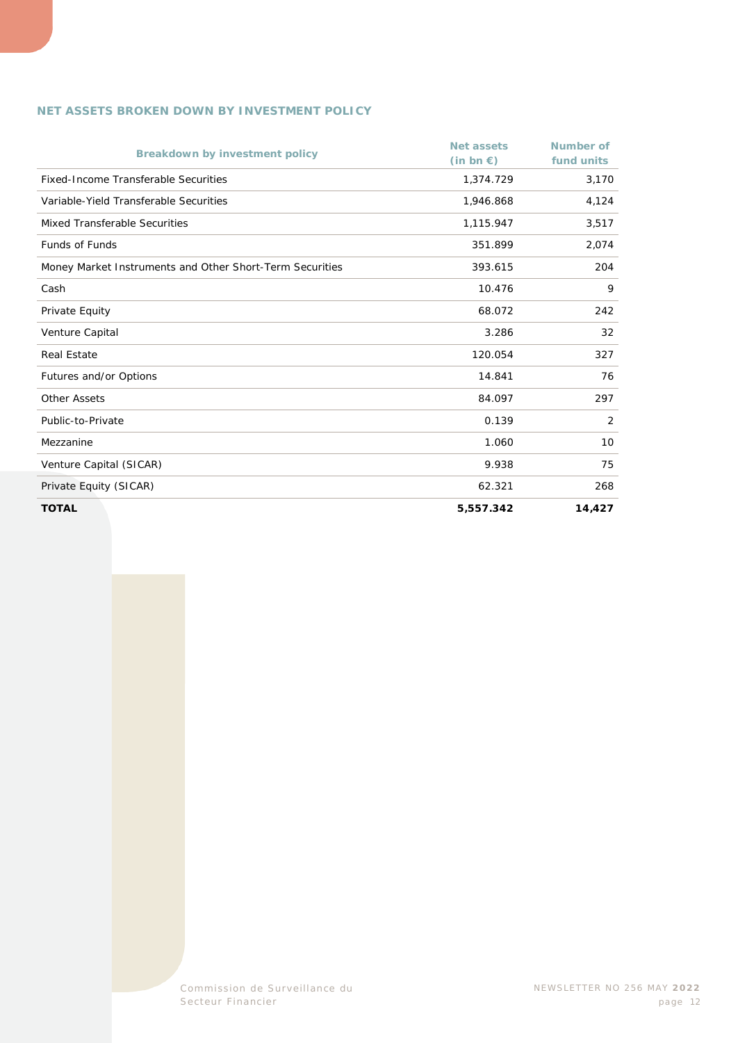## NET ASSETS BROKEN DOWN BY INVESTMENT POLICY

| Breakdown by investment policy | Net assets (in bn €) | Number of fund units |
|---|---|---|
| Fixed-Income Transferable Securities | 1,374.729 | 3,170 |
| Variable-Yield Transferable Securities | 1,946.868 | 4,124 |
| Mixed Transferable Securities | 1,115.947 | 3,517 |
| Funds of Funds | 351.899 | 2,074 |
| Money Market Instruments and Other Short-Term Securities | 393.615 | 204 |
| Cash | 10.476 | 9 |
| Private Equity | 68.072 | 242 |
| Venture Capital | 3.286 | 32 |
| Real Estate | 120.054 | 327 |
| Futures and/or Options | 14.841 | 76 |
| Other Assets | 84.097 | 297 |
| Public-to-Private | 0.139 | 2 |
| Mezzanine | 1.060 | 10 |
| Venture Capital (SICAR) | 9.938 | 75 |
| Private Equity (SICAR) | 62.321 | 268 |
| **TOTAL** | **5,557.342** | **14,427** |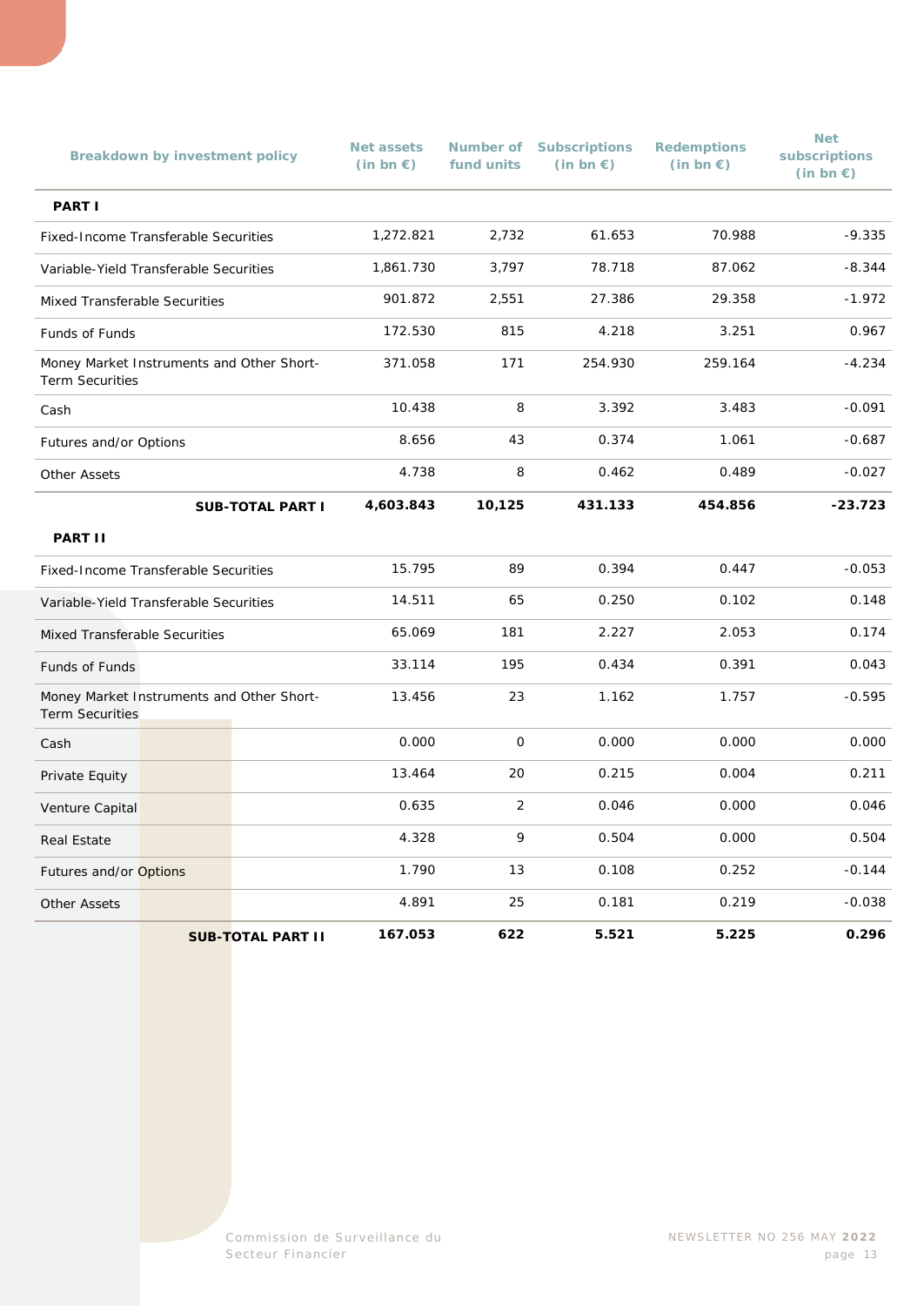| Breakdown by investment policy | Net assets (in bn €) | Number of fund units | Subscriptions (in bn €) | Redemptions (in bn €) | Net subscriptions (in bn €) |
|---|---|---|---|---|---|
| **PART I** | | | | | |
| Fixed-Income Transferable Securities | 1,272.821 | 2,732 | 61.653 | 70.988 | -9.335 |
| Variable-Yield Transferable Securities | 1,861.730 | 3,797 | 78.718 | 87.062 | -8.344 |
| Mixed Transferable Securities | 901.872 | 2,551 | 27.386 | 29.358 | -1.972 |
| Funds of Funds | 172.530 | 815 | 4.218 | 3.251 | 0.967 |
| Money Market Instruments and Other Short-Term Securities | 371.058 | 171 | 254.930 | 259.164 | -4.234 |
| Cash | 10.438 | 8 | 3.392 | 3.483 | -0.091 |
| Futures and/or Options | 8.656 | 43 | 0.374 | 1.061 | -0.687 |
| Other Assets | 4.738 | 8 | 0.462 | 0.489 | -0.027 |
| **SUB-TOTAL PART I** | **4,603.843** | **10,125** | **431.133** | **454.856** | **-23.723** |
| **PART II** | | | | | |
| Fixed-Income Transferable Securities | 15.795 | 89 | 0.394 | 0.447 | -0.053 |
| Variable-Yield Transferable Securities | 14.511 | 65 | 0.250 | 0.102 | 0.148 |
| Mixed Transferable Securities | 65.069 | 181 | 2.227 | 2.053 | 0.174 |
| Funds of Funds | 33.114 | 195 | 0.434 | 0.391 | 0.043 |
| Money Market Instruments and Other Short-Term Securities | 13.456 | 23 | 1.162 | 1.757 | -0.595 |
| Cash | 0.000 | 0 | 0.000 | 0.000 | 0.000 |
| Private Equity | 13.464 | 20 | 0.215 | 0.004 | 0.211 |
| Venture Capital | 0.635 | 2 | 0.046 | 0.000 | 0.046 |
| Real Estate | 4.328 | 9 | 0.504 | 0.000 | 0.504 |
| Futures and/or Options | 1.790 | 13 | 0.108 | 0.252 | -0.144 |
| Other Assets | 4.891 | 25 | 0.181 | 0.219 | -0.038 |
| **SUB-TOTAL PART II** | **167.053** | **622** | **5.521** | **5.225** | **0.296** |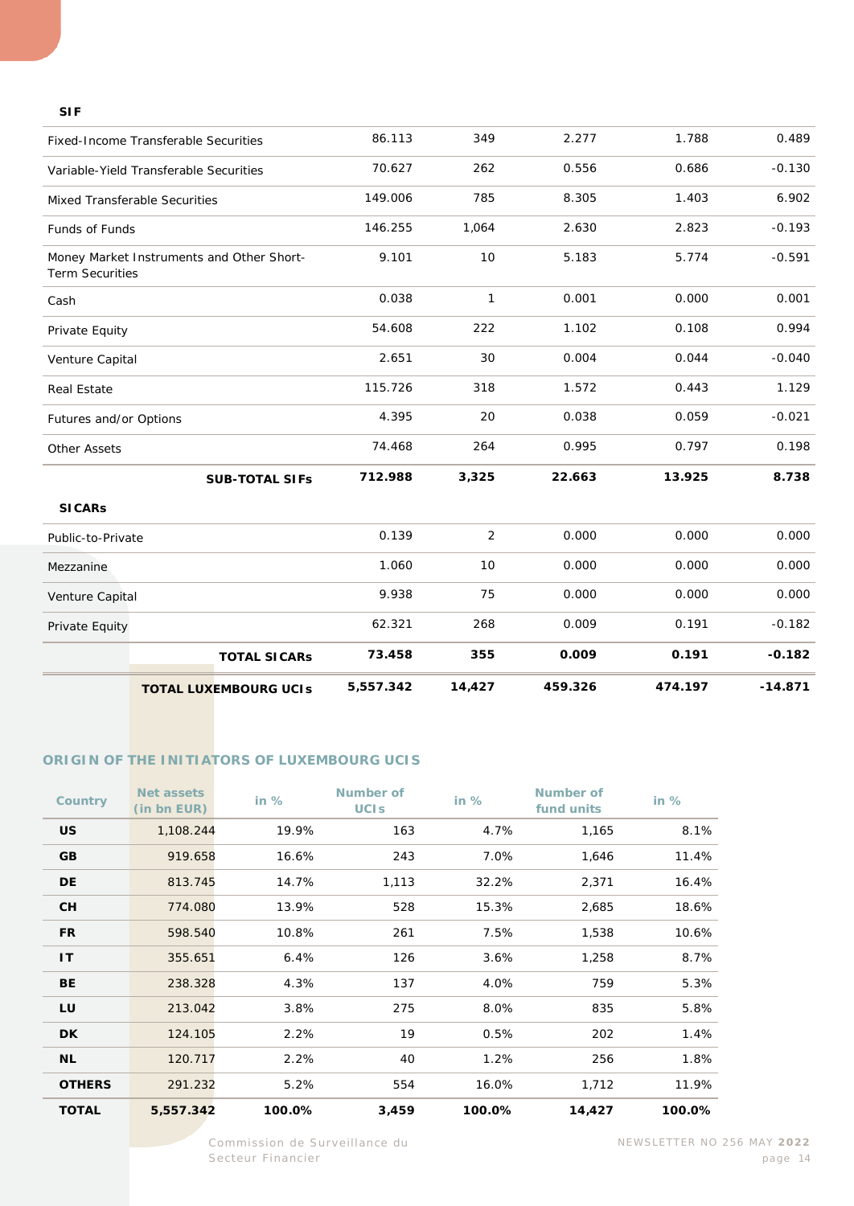| SIF | | | | | |
|---|---|---|---|---|---|
| Fixed-Income Transferable Securities | 86.113 | 349 | 2.277 | 1.788 | 0.489 |
| Variable-Yield Transferable Securities | 70.627 | 262 | 0.556 | 0.686 | -0.130 |
| Mixed Transferable Securities | 149.006 | 785 | 8.305 | 1.403 | 6.902 |
| Funds of Funds | 146.255 | 1,064 | 2.630 | 2.823 | -0.193 |
| Money Market Instruments and Other Short-Term Securities | 9.101 | 10 | 5.183 | 5.774 | -0.591 |
| Cash | 0.038 | 1 | 0.001 | 0.000 | 0.001 |
| Private Equity | 54.608 | 222 | 1.102 | 0.108 | 0.994 |
| Venture Capital | 2.651 | 30 | 0.004 | 0.044 | -0.040 |
| Real Estate | 115.726 | 318 | 1.572 | 0.443 | 1.129 |
| Futures and/or Options | 4.395 | 20 | 0.038 | 0.059 | -0.021 |
| Other Assets | 74.468 | 264 | 0.995 | 0.797 | 0.198 |
| **SUB-TOTAL SIFs** | **712.988** | **3,325** | **22.663** | **13.925** | **8.738** |
| **SICARs** | | | | | |
| Public-to-Private | 0.139 | 2 | 0.000 | 0.000 | 0.000 |
| Mezzanine | 1.060 | 10 | 0.000 | 0.000 | 0.000 |
| Venture Capital | 9.938 | 75 | 0.000 | 0.000 | 0.000 |
| Private Equity | 62.321 | 268 | 0.009 | 0.191 | -0.182 |
| **TOTAL SICARs** | **73.458** | **355** | **0.009** | **0.191** | **-0.182** |
| **TOTAL LUXEMBOURG UCIs** | **5,557.342** | **14,427** | **459.326** | **474.197** | **-14.871** |

## ORIGIN OF THE INITIATORS OF LUXEMBOURG UCIS

| Country | Net assets (in bn EUR) | in % | Number of UCIs | in % | Number of fund units | in % |
|---|---|---|---|---|---|---|
| **US** | 1,108.244 | 19.9% | 163 | 4.7% | 1,165 | 8.1% |
| **GB** | 919.658 | 16.6% | 243 | 7.0% | 1,646 | 11.4% |
| **DE** | 813.745 | 14.7% | 1,113 | 32.2% | 2,371 | 16.4% |
| **CH** | 774.080 | 13.9% | 528 | 15.3% | 2,685 | 18.6% |
| **FR** | 598.540 | 10.8% | 261 | 7.5% | 1,538 | 10.6% |
| **IT** | 355.651 | 6.4% | 126 | 3.6% | 1,258 | 8.7% |
| **BE** | 238.328 | 4.3% | 137 | 4.0% | 759 | 5.3% |
| **LU** | 213.042 | 3.8% | 275 | 8.0% | 835 | 5.8% |
| **DK** | 124.105 | 2.2% | 19 | 0.5% | 202 | 1.4% |
| **NL** | 120.717 | 2.2% | 40 | 1.2% | 256 | 1.8% |
| **OTHERS** | 291.232 | 5.2% | 554 | 16.0% | 1,712 | 11.9% |
| **TOTAL** | **5,557.342** | **100.0%** | **3,459** | **100.0%** | **14,427** | **100.0%** |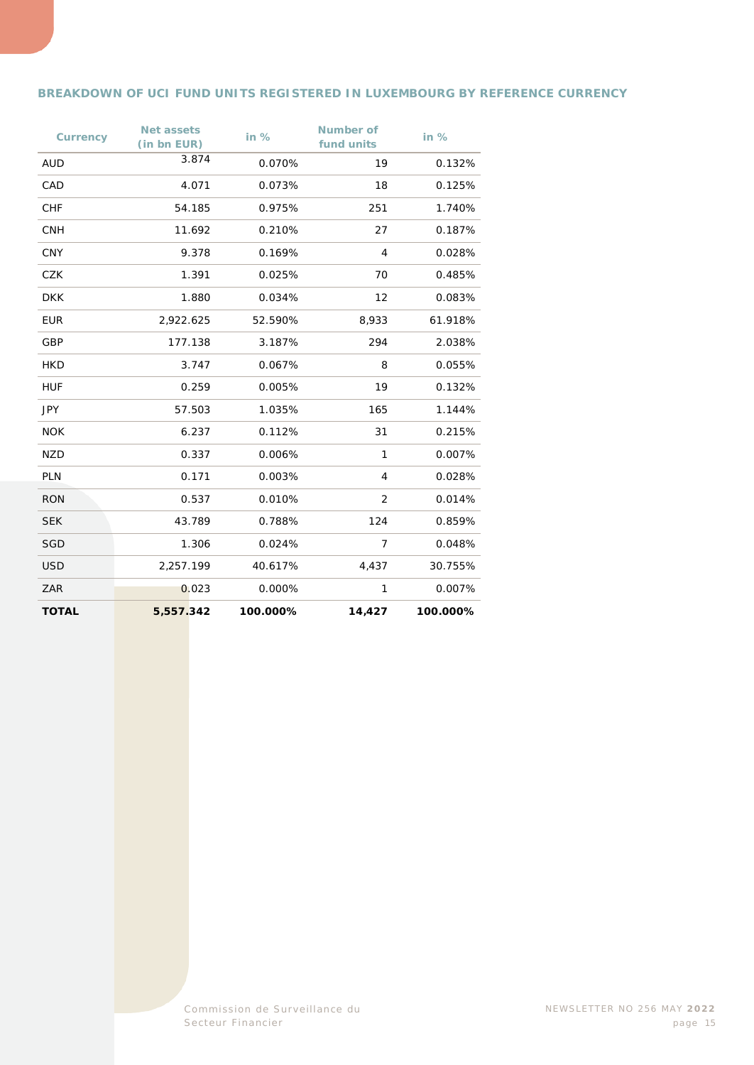## BREAKDOWN OF UCI FUND UNITS REGISTERED IN LUXEMBOURG BY REFERENCE CURRENCY

| Currency | Net assets (in bn EUR) | in % | Number of fund units | in % |
|---|---|---|---|---|
| AUD | 3.874 | 0.070% | 19 | 0.132% |
| CAD | 4.071 | 0.073% | 18 | 0.125% |
| CHF | 54.185 | 0.975% | 251 | 1.740% |
| CNH | 11.692 | 0.210% | 27 | 0.187% |
| CNY | 9.378 | 0.169% | 4 | 0.028% |
| CZK | 1.391 | 0.025% | 70 | 0.485% |
| DKK | 1.880 | 0.034% | 12 | 0.083% |
| EUR | 2,922.625 | 52.590% | 8,933 | 61.918% |
| GBP | 177.138 | 3.187% | 294 | 2.038% |
| HKD | 3.747 | 0.067% | 8 | 0.055% |
| HUF | 0.259 | 0.005% | 19 | 0.132% |
| JPY | 57.503 | 1.035% | 165 | 1.144% |
| NOK | 6.237 | 0.112% | 31 | 0.215% |
| NZD | 0.337 | 0.006% | 1 | 0.007% |
| PLN | 0.171 | 0.003% | 4 | 0.028% |
| RON | 0.537 | 0.010% | 2 | 0.014% |
| SEK | 43.789 | 0.788% | 124 | 0.859% |
| SGD | 1.306 | 0.024% | 7 | 0.048% |
| USD | 2,257.199 | 40.617% | 4,437 | 30.755% |
| ZAR | 0.023 | 0.000% | 1 | 0.007% |
| **TOTAL** | **5,557.342** | **100.000%** | **14,427** | **100.000%** |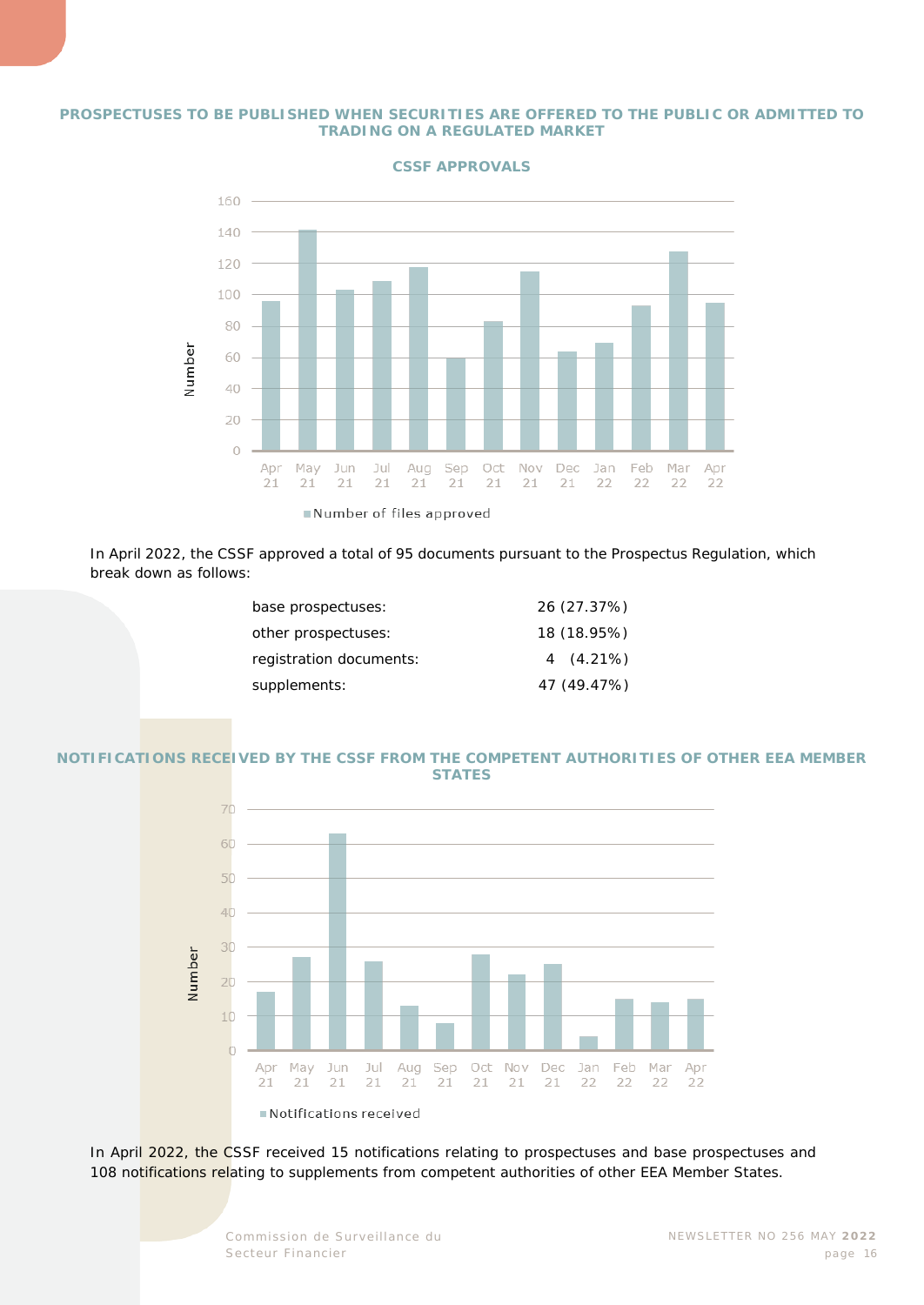## PROSPECTUSES TO BE PUBLISHED WHEN SECURITIES ARE OFFERED TO THE PUBLIC OR ADMITTED TO TRADING ON A REGULATED MARKET

**CSSF APPROVALS**

In April 2022, the CSSF approved a total of 95 documents pursuant to the Prospectus Regulation, which break down as follows:

| | |
|---|---|
| base prospectuses: | 26 (27.37%) |
| other prospectuses: | 18 (18.95%) |
| registration documents: | 4 (4.21%) |
| supplements: | 47 (49.47%) |

## NOTIFICATIONS RECEIVED BY THE CSSF FROM THE COMPETENT AUTHORITIES OF OTHER EEA MEMBER STATES

In April 2022, the CSSF received 15 notifications relating to prospectuses and base prospectuses and 108 notifications relating to supplements from competent authorities of other EEA Member States.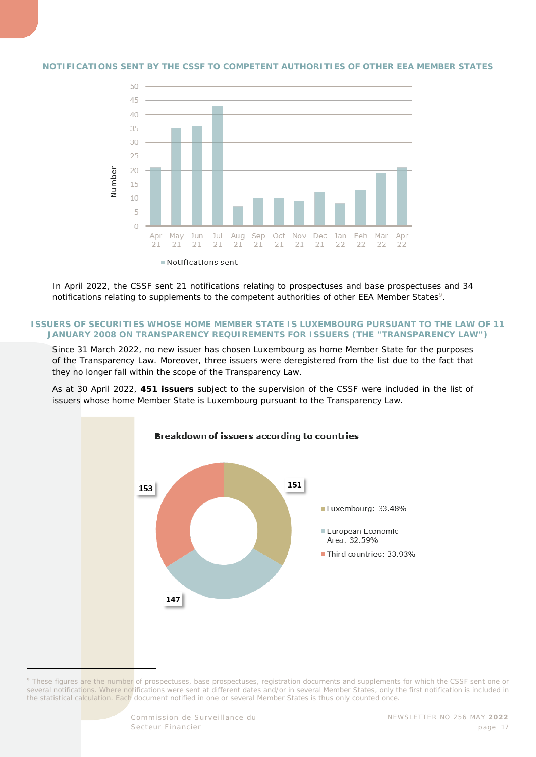## NOTIFICATIONS SENT BY THE CSSF TO COMPETENT AUTHORITIES OF OTHER EEA MEMBER STATES

In April 2022, the CSSF sent 21 notifications relating to prospectuses and base prospectuses and 34 notifications relating to supplements to the competent authorities of other EEA Member States[9].

## ISSUERS OF SECURITIES WHOSE HOME MEMBER STATE IS LUXEMBOURG PURSUANT TO THE LAW OF 11 JANUARY 2008 ON TRANSPARENCY REQUIREMENTS FOR ISSUERS (THE "TRANSPARENCY LAW")

Since 31 March 2022, no new issuer has chosen Luxembourg as home Member State for the purposes of the Transparency Law. Moreover, three issuers were deregistered from the list due to the fact that they no longer fall within the scope of the Transparency Law.

As at 30 April 2022, **451 issuers** subject to the supervision of the CSSF were included in the list of issuers whose home Member State is Luxembourg pursuant to the Transparency Law.

**Breakdown of issuers according to countries**

- Luxembourg: 33.48% (151)
- European Economic Area: 32.59% (147)
- Third countries: 33.93% (153)

---

[9] These figures are the number of prospectuses, base prospectuses, registration documents and supplements for which the CSSF sent one or several notifications. Where notifications were sent at different dates and/or in several Member States, only the first notification is included in the statistical calculation. Each document notified in one or several Member States is thus only counted once.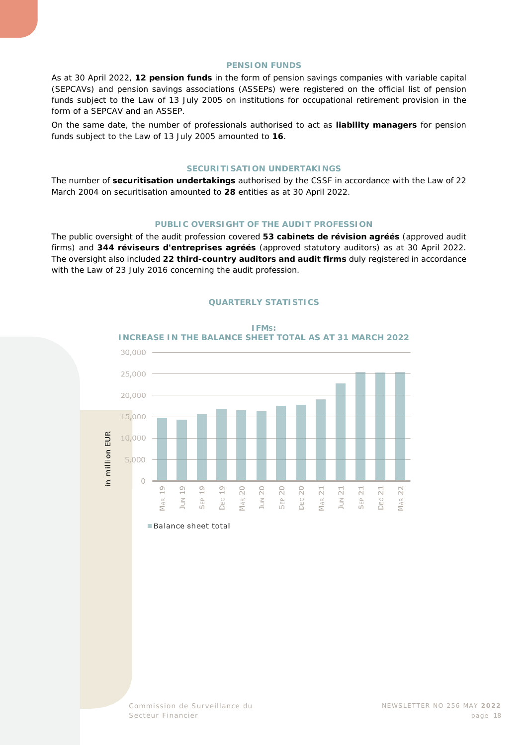## PENSION FUNDS

As at 30 April 2022, **12 pension funds** in the form of pension savings companies with variable capital (SEPCAVs) and pension savings associations (ASSEPs) were registered on the official list of pension funds subject to the Law of 13 July 2005 on institutions for occupational retirement provision in the form of a SEPCAV and an ASSEP.

On the same date, the number of professionals authorised to act as **liability managers** for pension funds subject to the Law of 13 July 2005 amounted to **16**.

## SECURITISATION UNDERTAKINGS

The number of **securitisation undertakings** authorised by the CSSF in accordance with the Law of 22 March 2004 on securitisation amounted to **28** entities as at 30 April 2022.

## PUBLIC OVERSIGHT OF THE AUDIT PROFESSION

The public oversight of the audit profession covered **53 cabinets de révision agréés** (approved audit firms) and **344 réviseurs d'entreprises agréés** (approved statutory auditors) as at 30 April 2022. The oversight also included **22 third-country auditors and audit firms** duly registered in accordance with the Law of 23 July 2016 concerning the audit profession.

## QUARTERLY STATISTICS

### IFMs: INCREASE IN THE BALANCE SHEET TOTAL AS AT 31 MARCH 2022

in million EUR

30,000
25,000
20,000
15,000
10,000
5,000
0

Mar 19, Jun 19, Sep 19, Dec 19, Mar 20, Jun 20, Sep 20, Dec 20, Mar 21, Jun 21, Sep 21, Dec 21, Mar 22

Balance sheet total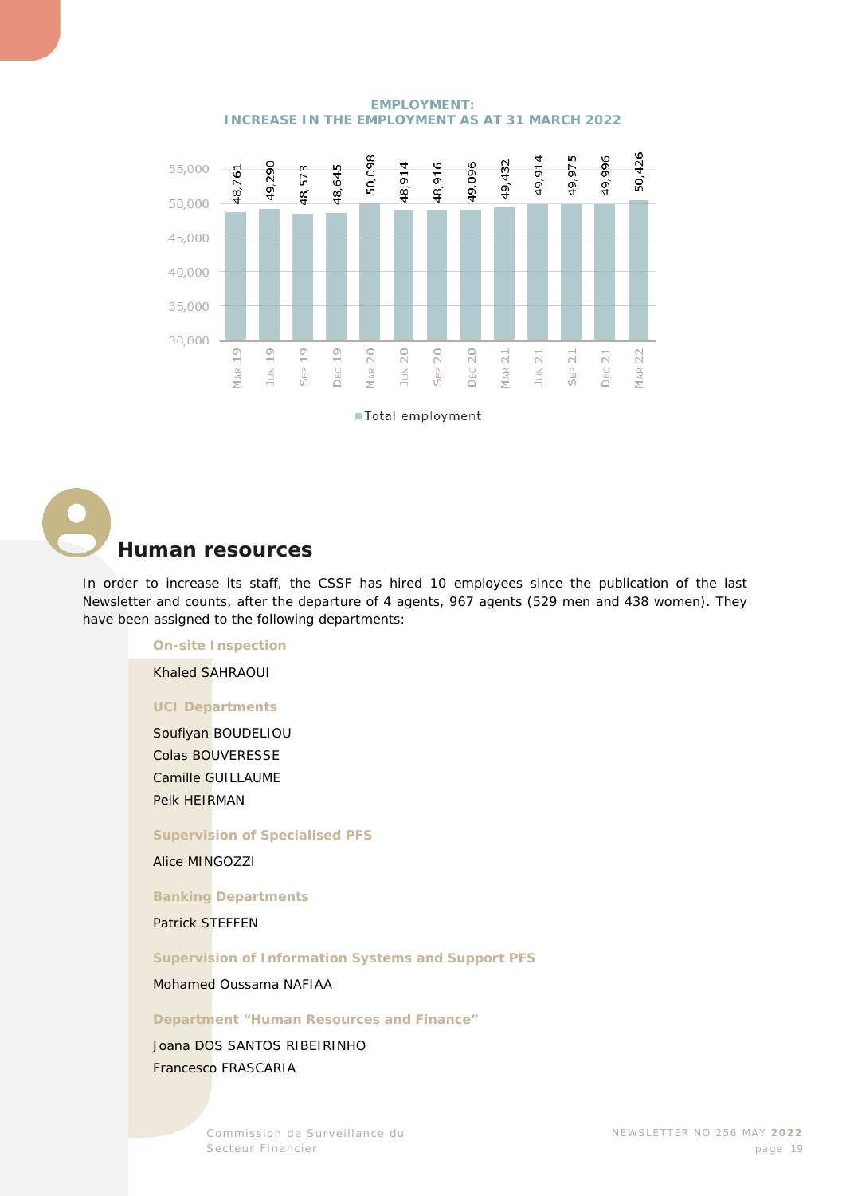**EMPLOYMENT:**
**INCREASE IN THE EMPLOYMENT AS AT 31 MARCH 2022**

| Period | Total employment |
|---|---|
| Mar 19 | 48,761 |
| Jun 19 | 49,290 |
| Sep 19 | 48,573 |
| Dec 19 | 48,645 |
| Mar 20 | 50,098 |
| Jun 20 | 48,914 |
| Sep 20 | 48,916 |
| Dec 20 | 49,096 |
| Mar 21 | 49,432 |
| Jun 21 | 49,914 |
| Sep 21 | 49,975 |
| Dec 21 | 49,996 |
| Mar 22 | 50,426 |

## Human resources

In order to increase its staff, the CSSF has hired 10 employees since the publication of the last Newsletter and counts, after the departure of 4 agents, 967 agents (529 men and 438 women). They have been assigned to the following departments:

**On-site Inspection**

Khaled SAHRAOUI

**UCI Departments**

Soufiyan BOUDELIOU
Colas BOUVERESSE
Camille GUILLAUME
Peik HEIRMAN

**Supervision of Specialised PFS**

Alice MINGOZZI

**Banking Departments**

Patrick STEFFEN

**Supervision of Information Systems and Support PFS**

Mohamed Oussama NAFIAA

**Department "Human Resources and Finance"**

Joana DOS SANTOS RIBEIRINHO
Francesco FRASCARIA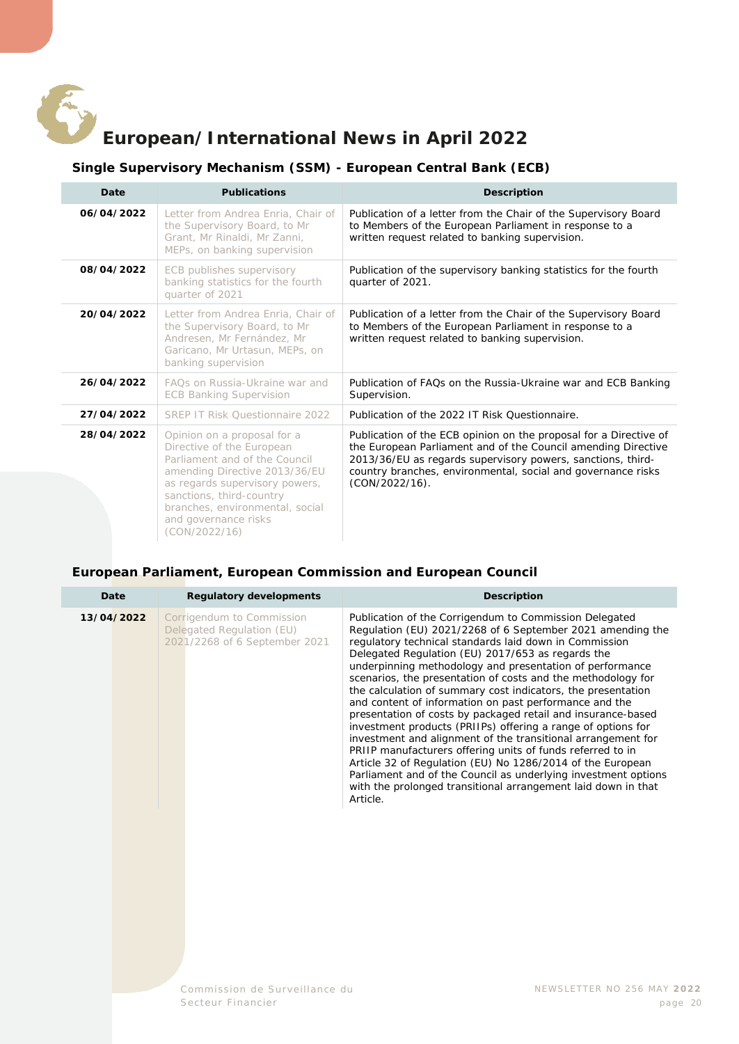# European/International News in April 2022

## Single Supervisory Mechanism (SSM) - European Central Bank (ECB)

| Date | Publications | Description |
|---|---|---|
| **06/04/2022** | Letter from Andrea Enria, Chair of the Supervisory Board, to Mr Grant, Mr Rinaldi, Mr Zanni, MEPs, on banking supervision | Publication of a letter from the Chair of the Supervisory Board to Members of the European Parliament in response to a written request related to banking supervision. |
| **08/04/2022** | ECB publishes supervisory banking statistics for the fourth quarter of 2021 | Publication of the supervisory banking statistics for the fourth quarter of 2021. |
| **20/04/2022** | Letter from Andrea Enria, Chair of the Supervisory Board, to Mr Andresen, Mr Fernández, Mr Garicano, Mr Urtasun, MEPs, on banking supervision | Publication of a letter from the Chair of the Supervisory Board to Members of the European Parliament in response to a written request related to banking supervision. |
| **26/04/2022** | FAQs on Russia-Ukraine war and ECB Banking Supervision | Publication of FAQs on the Russia-Ukraine war and ECB Banking Supervision. |
| **27/04/2022** | SREP IT Risk Questionnaire 2022 | Publication of the 2022 IT Risk Questionnaire. |
| **28/04/2022** | Opinion on a proposal for a Directive of the European Parliament and of the Council amending Directive 2013/36/EU as regards supervisory powers, sanctions, third-country branches, environmental, social and governance risks (CON/2022/16) | Publication of the ECB opinion on the proposal for a Directive of the European Parliament and of the Council amending Directive 2013/36/EU as regards supervisory powers, sanctions, third-country branches, environmental, social and governance risks (CON/2022/16). |

## European Parliament, European Commission and European Council

| Date | Regulatory developments | Description |
|---|---|---|
| **13/04/2022** | Corrigendum to Commission Delegated Regulation (EU) 2021/2268 of 6 September 2021 | Publication of the Corrigendum to Commission Delegated Regulation (EU) 2021/2268 of 6 September 2021 amending the regulatory technical standards laid down in Commission Delegated Regulation (EU) 2017/653 as regards the underpinning methodology and presentation of performance scenarios, the presentation of costs and the methodology for the calculation of summary cost indicators, the presentation and content of information on past performance and the presentation of costs by packaged retail and insurance-based investment products (PRIIPs) offering a range of options for investment and alignment of the transitional arrangement for PRIIP manufacturers offering units of funds referred to in Article 32 of Regulation (EU) No 1286/2014 of the European Parliament and of the Council as underlying investment options with the prolonged transitional arrangement laid down in that Article. |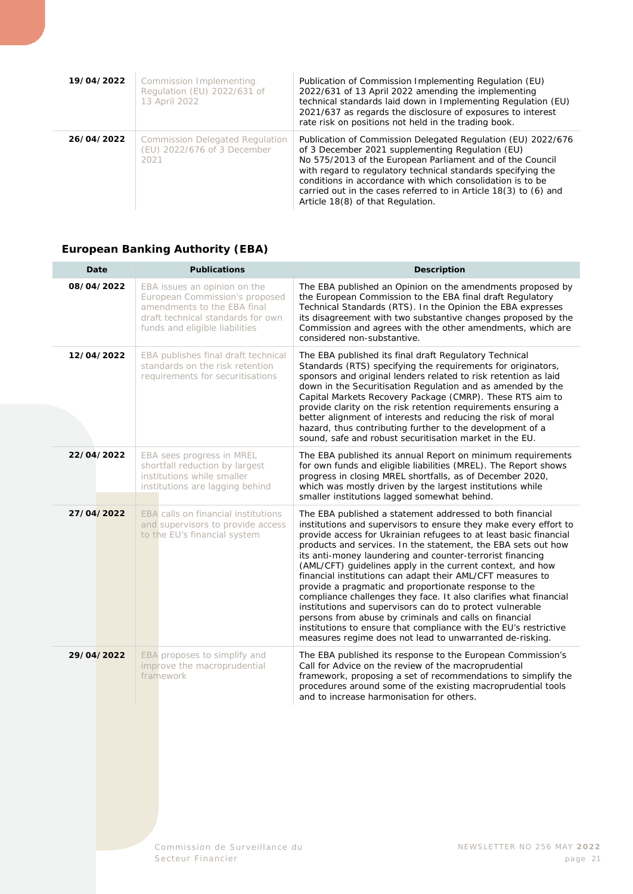| | | |
|---|---|---|
| **19/04/2022** | Commission Implementing Regulation (EU) 2022/631 of 13 April 2022 | Publication of Commission Implementing Regulation (EU) 2022/631 of 13 April 2022 amending the implementing technical standards laid down in Implementing Regulation (EU) 2021/637 as regards the disclosure of exposures to interest rate risk on positions not held in the trading book. |
| **26/04/2022** | Commission Delegated Regulation (EU) 2022/676 of 3 December 2021 | Publication of Commission Delegated Regulation (EU) 2022/676 of 3 December 2021 supplementing Regulation (EU) No 575/2013 of the European Parliament and of the Council with regard to regulatory technical standards specifying the conditions in accordance with which consolidation is to be carried out in the cases referred to in Article 18(3) to (6) and Article 18(8) of that Regulation. |

### European Banking Authority (EBA)

| Date | Publications | Description |
|---|---|---|
| **08/04/2022** | EBA issues an opinion on the European Commission's proposed amendments to the EBA final draft technical standards for own funds and eligible liabilities | The EBA published an Opinion on the amendments proposed by the European Commission to the EBA final draft Regulatory Technical Standards (RTS). In the Opinion the EBA expresses its disagreement with two substantive changes proposed by the Commission and agrees with the other amendments, which are considered non-substantive. |
| **12/04/2022** | EBA publishes final draft technical standards on the risk retention requirements for securitisations | The EBA published its final draft Regulatory Technical Standards (RTS) specifying the requirements for originators, sponsors and original lenders related to risk retention as laid down in the Securitisation Regulation and as amended by the Capital Markets Recovery Package (CMRP). These RTS aim to provide clarity on the risk retention requirements ensuring a better alignment of interests and reducing the risk of moral hazard, thus contributing further to the development of a sound, safe and robust securitisation market in the EU. |
| **22/04/2022** | EBA sees progress in MREL shortfall reduction by largest institutions while smaller institutions are lagging behind | The EBA published its annual Report on minimum requirements for own funds and eligible liabilities (MREL). The Report shows progress in closing MREL shortfalls, as of December 2020, which was mostly driven by the largest institutions while smaller institutions lagged somewhat behind. |
| **27/04/2022** | EBA calls on financial institutions and supervisors to provide access to the EU's financial system | The EBA published a statement addressed to both financial institutions and supervisors to ensure they make every effort to provide access for Ukrainian refugees to at least basic financial products and services. In the statement, the EBA sets out how its anti-money laundering and counter-terrorist financing (AML/CFT) guidelines apply in the current context, and how financial institutions can adapt their AML/CFT measures to provide a pragmatic and proportionate response to the compliance challenges they face. It also clarifies what financial institutions and supervisors can do to protect vulnerable persons from abuse by criminals and calls on financial institutions to ensure that compliance with the EU's restrictive measures regime does not lead to unwarranted de-risking. |
| **29/04/2022** | EBA proposes to simplify and improve the macroprudential framework | The EBA published its response to the European Commission's Call for Advice on the review of the macroprudential framework, proposing a set of recommendations to simplify the procedures around some of the existing macroprudential tools and to increase harmonisation for others. |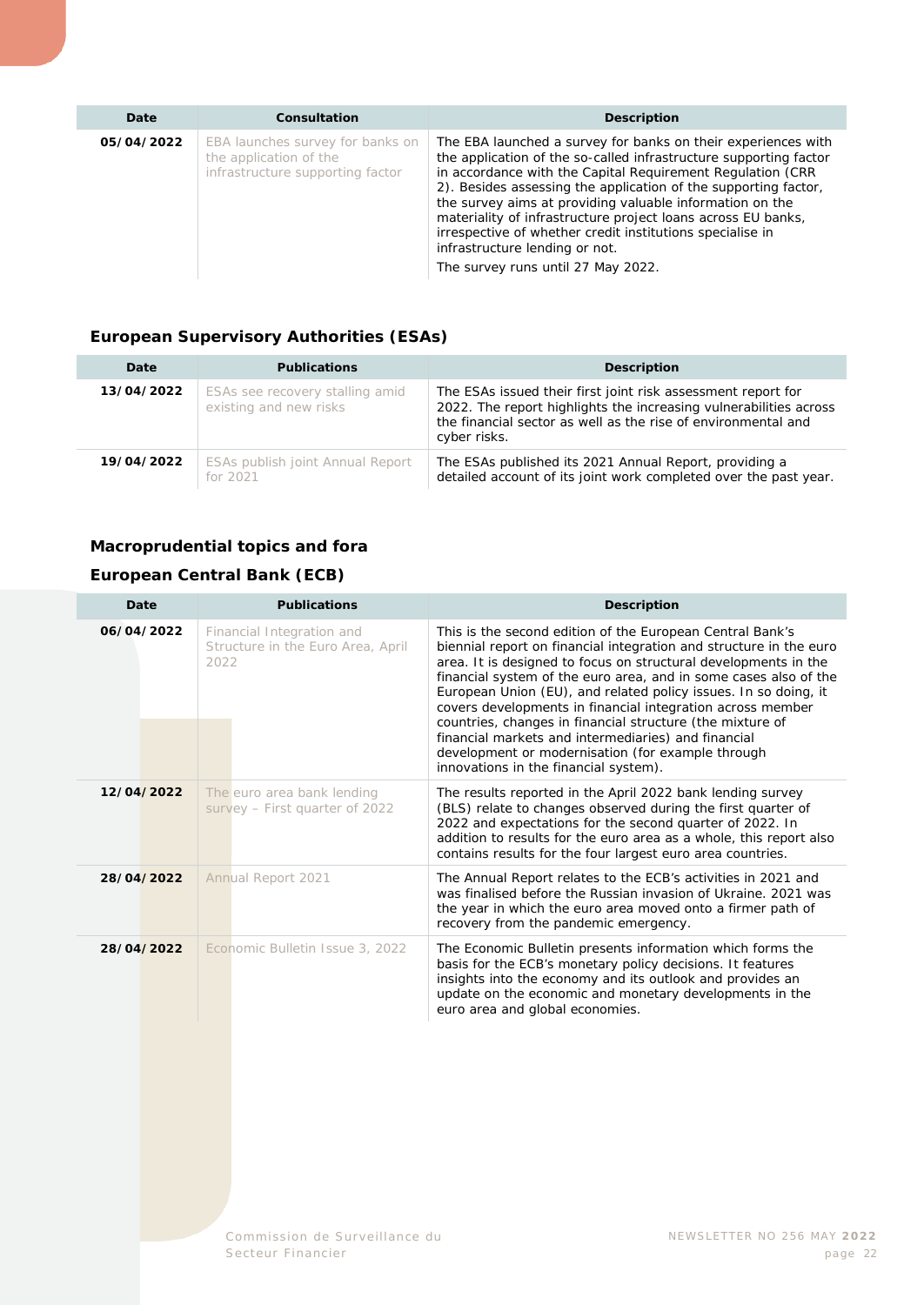| Date | Consultation | Description |
|---|---|---|
| **05/04/2022** | EBA launches survey for banks on the application of the infrastructure supporting factor | The EBA launched a survey for banks on their experiences with the application of the so-called infrastructure supporting factor in accordance with the Capital Requirement Regulation (CRR 2). Besides assessing the application of the supporting factor, the survey aims at providing valuable information on the materiality of infrastructure project loans across EU banks, irrespective of whether credit institutions specialise in infrastructure lending or not.<br>The survey runs until 27 May 2022. |

### European Supervisory Authorities (ESAs)

| Date | Publications | Description |
|---|---|---|
| **13/04/2022** | ESAs see recovery stalling amid existing and new risks | The ESAs issued their first joint risk assessment report for 2022. The report highlights the increasing vulnerabilities across the financial sector as well as the rise of environmental and cyber risks. |
| **19/04/2022** | ESAs publish joint Annual Report for 2021 | The ESAs published its 2021 Annual Report, providing a detailed account of its joint work completed over the past year. |

## Macroprudential topics and fora

### European Central Bank (ECB)

| Date | Publications | Description |
|---|---|---|
| **06/04/2022** | Financial Integration and Structure in the Euro Area, April 2022 | This is the second edition of the European Central Bank's biennial report on financial integration and structure in the euro area. It is designed to focus on structural developments in the financial system of the euro area, and in some cases also of the European Union (EU), and related policy issues. In so doing, it covers developments in financial integration across member countries, changes in financial structure (the mixture of financial markets and intermediaries) and financial development or modernisation (for example through innovations in the financial system). |
| **12/04/2022** | The euro area bank lending survey – First quarter of 2022 | The results reported in the April 2022 bank lending survey (BLS) relate to changes observed during the first quarter of 2022 and expectations for the second quarter of 2022. In addition to results for the euro area as a whole, this report also contains results for the four largest euro area countries. |
| **28/04/2022** | Annual Report 2021 | The Annual Report relates to the ECB's activities in 2021 and was finalised before the Russian invasion of Ukraine. 2021 was the year in which the euro area moved onto a firmer path of recovery from the pandemic emergency. |
| **28/04/2022** | Economic Bulletin Issue 3, 2022 | The Economic Bulletin presents information which forms the basis for the ECB's monetary policy decisions. It features insights into the economy and its outlook and provides an update on the economic and monetary developments in the euro area and global economies. |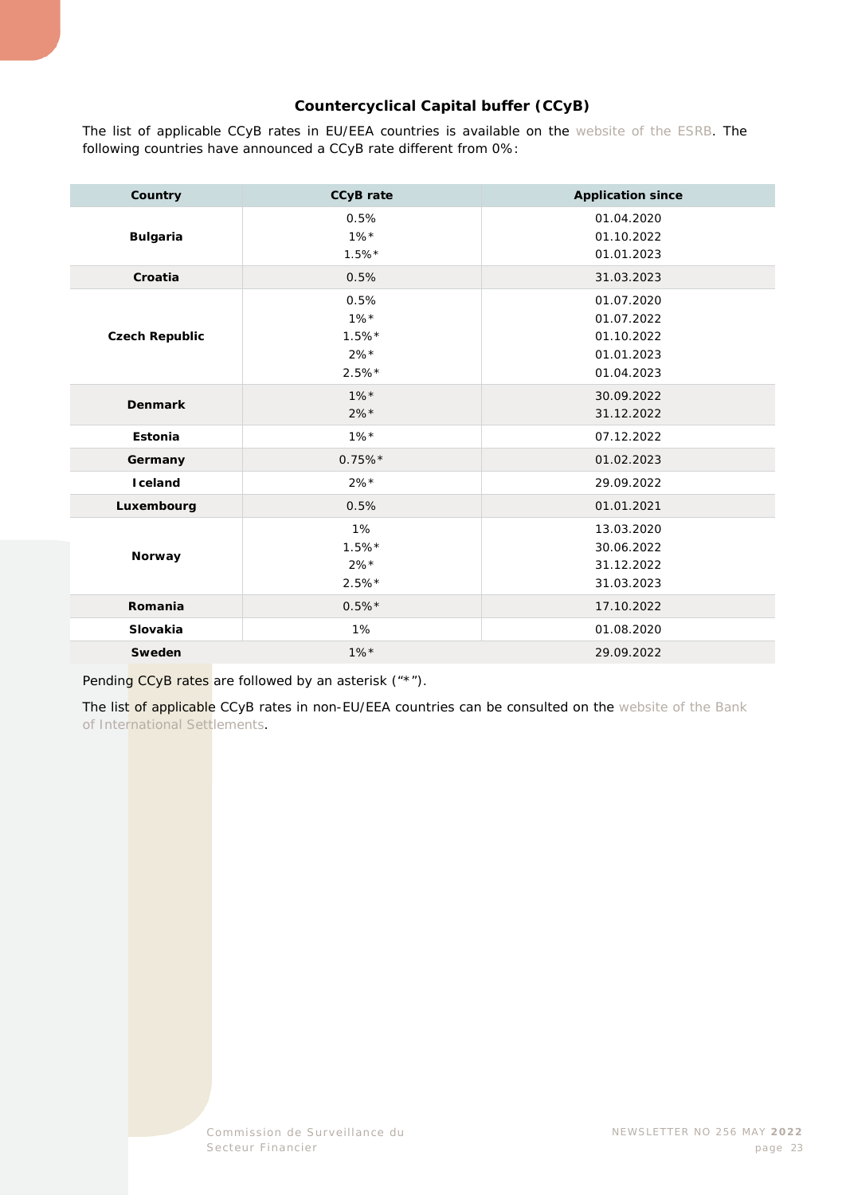### Countercyclical Capital buffer (CCyB)

The list of applicable CCyB rates in EU/EEA countries is available on the website of the ESRB. The following countries have announced a CCyB rate different from 0%:

| Country | CCyB rate | Application since |
|---|---|---|
| Bulgaria | 0.5%<br>1%*<br>1.5%* | 01.04.2020<br>01.10.2022<br>01.01.2023 |
| Croatia | 0.5% | 31.03.2023 |
| Czech Republic | 0.5%<br>1%*<br>1.5%*<br>2%*<br>2.5%* | 01.07.2020<br>01.07.2022<br>01.10.2022<br>01.01.2023<br>01.04.2023 |
| Denmark | 1%*<br>2%* | 30.09.2022<br>31.12.2022 |
| Estonia | 1%* | 07.12.2022 |
| Germany | 0.75%* | 01.02.2023 |
| Iceland | 2%* | 29.09.2022 |
| Luxembourg | 0.5% | 01.01.2021 |
| Norway | 1%<br>1.5%*<br>2%*<br>2.5%* | 13.03.2020<br>30.06.2022<br>31.12.2022<br>31.03.2023 |
| Romania | 0.5%* | 17.10.2022 |
| Slovakia | 1% | 01.08.2020 |
| Sweden | 1%* | 29.09.2022 |

Pending CCyB rates are followed by an asterisk ("*").

The list of applicable CCyB rates in non-EU/EEA countries can be consulted on the website of the Bank of International Settlements.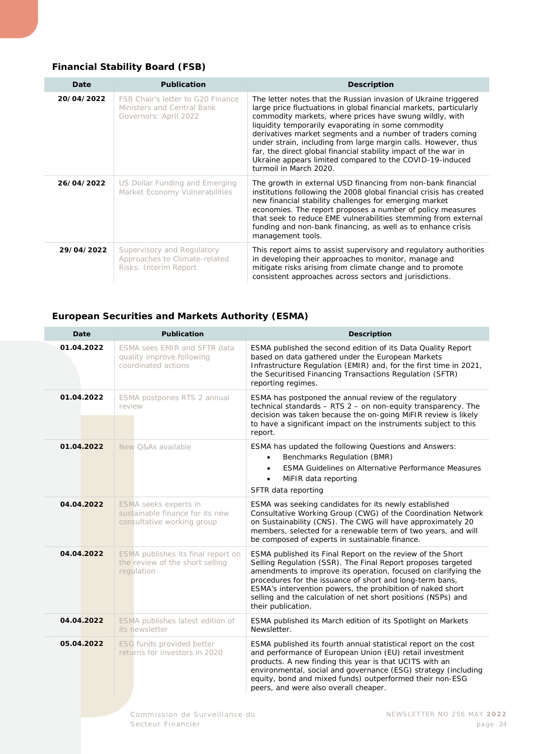### Financial Stability Board (FSB)

| Date | Publication | Description |
|---|---|---|
| 20/04/2022 | FSB Chair's letter to G20 Finance Ministers and Central Bank Governors: April 2022 | The letter notes that the Russian invasion of Ukraine triggered large price fluctuations in global financial markets, particularly commodity markets, where prices have swung wildly, with liquidity temporarily evaporating in some commodity derivatives market segments and a number of traders coming under strain, including from large margin calls. However, thus far, the direct global financial stability impact of the war in Ukraine appears limited compared to the COVID-19-induced turmoil in March 2020. |
| 26/04/2022 | US Dollar Funding and Emerging Market Economy Vulnerabilities | The growth in external USD financing from non-bank financial institutions following the 2008 global financial crisis has created new financial stability challenges for emerging market economies. The report proposes a number of policy measures that seek to reduce EME vulnerabilities stemming from external funding and non-bank financing, as well as to enhance crisis management tools. |
| 29/04/2022 | Supervisory and Regulatory Approaches to Climate-related Risks: Interim Report | This report aims to assist supervisory and regulatory authorities in developing their approaches to monitor, manage and mitigate risks arising from climate change and to promote consistent approaches across sectors and jurisdictions. |

### European Securities and Markets Authority (ESMA)

| Date | Publication | Description |
|---|---|---|
| 01.04.2022 | ESMA sees EMIR and SFTR data quality improve following coordinated actions | ESMA published the second edition of its Data Quality Report based on data gathered under the European Markets Infrastructure Regulation (EMIR) and, for the first time in 2021, the Securitised Financing Transactions Regulation (SFTR) reporting regimes. |
| 01.04.2022 | ESMA postpones RTS 2 annual review | ESMA has postponed the annual review of the regulatory technical standards – RTS 2 – on non-equity transparency. The decision was taken because the on-going MiFIR review is likely to have a significant impact on the instruments subject to this report. |
| 01.04.2022 | New Q&As available | ESMA has updated the following Questions and Answers:<br>• Benchmarks Regulation (BMR)<br>• ESMA Guidelines on Alternative Performance Measures<br>• MiFIR data reporting<br>SFTR data reporting |
| 04.04.2022 | ESMA seeks experts in sustainable finance for its new consultative working group | ESMA was seeking candidates for its newly established Consultative Working Group (CWG) of the Coordination Network on Sustainability (CNS). The CWG will have approximately 20 members, selected for a renewable term of two years, and will be composed of experts in sustainable finance. |
| 04.04.2022 | ESMA publishes its final report on the review of the short selling regulation | ESMA published its Final Report on the review of the Short Selling Regulation (SSR). The Final Report proposes targeted amendments to improve its operation, focused on clarifying the procedures for the issuance of short and long-term bans, ESMA's intervention powers, the prohibition of naked short selling and the calculation of net short positions (NSPs) and their publication. |
| 04.04.2022 | ESMA publishes latest edition of its newsletter | ESMA published its March edition of its Spotlight on Markets Newsletter. |
| 05.04.2022 | ESG funds provided better returns for investors in 2020 | ESMA published its fourth annual statistical report on the cost and performance of European Union (EU) retail investment products. A new finding this year is that UCITS with an environmental, social and governance (ESG) strategy (including equity, bond and mixed funds) outperformed their non-ESG peers, and were also overall cheaper. |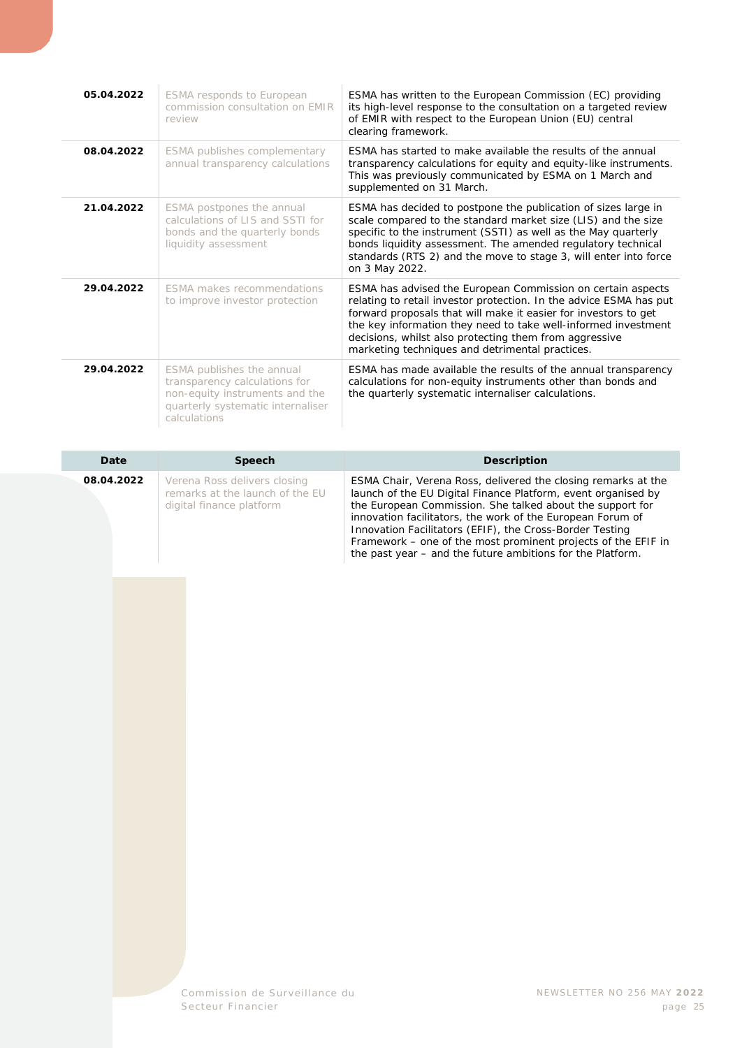| | | |
|---|---|---|
| **05.04.2022** | ESMA responds to European commission consultation on EMIR review | ESMA has written to the European Commission (EC) providing its high-level response to the consultation on a targeted review of EMIR with respect to the European Union (EU) central clearing framework. |
| **08.04.2022** | ESMA publishes complementary annual transparency calculations | ESMA has started to make available the results of the annual transparency calculations for equity and equity-like instruments. This was previously communicated by ESMA on 1 March and supplemented on 31 March. |
| **21.04.2022** | ESMA postpones the annual calculations of LIS and SSTI for bonds and the quarterly bonds liquidity assessment | ESMA has decided to postpone the publication of sizes large in scale compared to the standard market size (LIS) and the size specific to the instrument (SSTI) as well as the May quarterly bonds liquidity assessment. The amended regulatory technical standards (RTS 2) and the move to stage 3, will enter into force on 3 May 2022. |
| **29.04.2022** | ESMA makes recommendations to improve investor protection | ESMA has advised the European Commission on certain aspects relating to retail investor protection. In the advice ESMA has put forward proposals that will make it easier for investors to get the key information they need to take well-informed investment decisions, whilst also protecting them from aggressive marketing techniques and detrimental practices. |
| **29.04.2022** | ESMA publishes the annual transparency calculations for non-equity instruments and the quarterly systematic internaliser calculations | ESMA has made available the results of the annual transparency calculations for non-equity instruments other than bonds and the quarterly systematic internaliser calculations. |

| Date | Speech | Description |
|---|---|---|
| **08.04.2022** | Verena Ross delivers closing remarks at the launch of the EU digital finance platform | ESMA Chair, Verena Ross, delivered the closing remarks at the launch of the EU Digital Finance Platform, event organised by the European Commission. She talked about the support for innovation facilitators, the work of the European Forum of Innovation Facilitators (EFIF), the Cross-Border Testing Framework – one of the most prominent projects of the EFIF in the past year – and the future ambitions for the Platform. |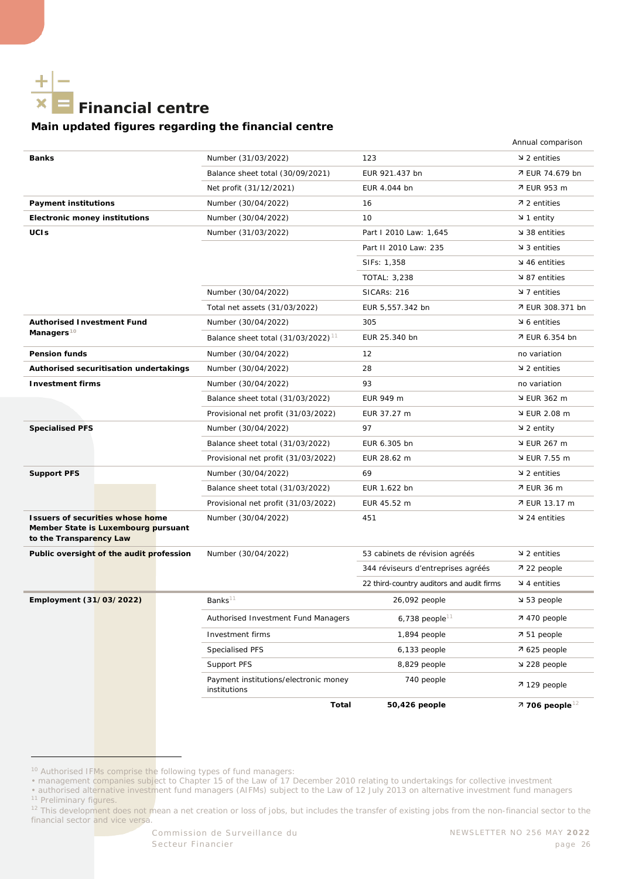# Financial centre

## Main updated figures regarding the financial centre

| | | | Annual comparison |
|---|---|---|---|
| **Banks** | Number (31/03/2022) | 123 | ↘ 2 entities |
| | Balance sheet total (30/09/2021) | EUR 921.437 bn | ↗ EUR 74.679 bn |
| | Net profit (31/12/2021) | EUR 4.044 bn | ↗ EUR 953 m |
| **Payment institutions** | Number (30/04/2022) | 16 | ↗ 2 entities |
| **Electronic money institutions** | Number (30/04/2022) | 10 | ↘ 1 entity |
| **UCIs** | Number (31/03/2022) | Part I 2010 Law: 1,645 | ↘ 38 entities |
| | | Part II 2010 Law: 235 | ↘ 3 entities |
| | | SIFs: 1,358 | ↘ 46 entities |
| | | TOTAL: 3,238 | ↘ 87 entities |
| | Number (30/04/2022) | SICARs: 216 | ↘ 7 entities |
| | Total net assets (31/03/2022) | EUR 5,557.342 bn | ↗ EUR 308.371 bn |
| **Authorised Investment Fund Managers**[10] | Number (30/04/2022) | 305 | ↘ 6 entities |
| | Balance sheet total (31/03/2022)[11] | EUR 25.340 bn | ↗ EUR 6.354 bn |
| **Pension funds** | Number (30/04/2022) | 12 | no variation |
| **Authorised securitisation undertakings** | Number (30/04/2022) | 28 | ↘ 2 entities |
| **Investment firms** | Number (30/04/2022) | 93 | no variation |
| | Balance sheet total (31/03/2022) | EUR 949 m | ↘ EUR 362 m |
| | Provisional net profit (31/03/2022) | EUR 37.27 m | ↘ EUR 2.08 m |
| **Specialised PFS** | Number (30/04/2022) | 97 | ↘ 2 entity |
| | Balance sheet total (31/03/2022) | EUR 6.305 bn | ↘ EUR 267 m |
| | Provisional net profit (31/03/2022) | EUR 28.62 m | ↘ EUR 7.55 m |
| **Support PFS** | Number (30/04/2022) | 69 | ↘ 2 entities |
| | Balance sheet total (31/03/2022) | EUR 1.622 bn | ↗ EUR 36 m |
| | Provisional net profit (31/03/2022) | EUR 45.52 m | ↗ EUR 13.17 m |
| **Issuers of securities whose home Member State is Luxembourg pursuant to the Transparency Law** | Number (30/04/2022) | 451 | ↘ 24 entities |
| **Public oversight of the audit profession** | Number (30/04/2022) | 53 cabinets de révision agréés | ↘ 2 entities |
| | | 344 réviseurs d'entreprises agréés | ↗ 22 people |
| | | 22 third-country auditors and audit firms | ↘ 4 entities |
| **Employment (31/03/2022)** | Banks[11] | 26,092 people | ↘ 53 people |
| | Authorised Investment Fund Managers | 6,738 people[11] | ↗ 470 people |
| | Investment firms | 1,894 people | ↗ 51 people |
| | Specialised PFS | 6,133 people | ↗ 625 people |
| | Support PFS | 8,829 people | ↘ 228 people |
| | Payment institutions/electronic money institutions | 740 people | ↗ 129 people |
| | **Total** | **50,426 people** | ↗ **706 people**[12] |

[10] Authorised IFMs comprise the following types of fund managers:
- management companies subject to Chapter 15 of the Law of 17 December 2010 relating to undertakings for collective investment
- authorised alternative investment fund managers (AIFMs) subject to the Law of 12 July 2013 on alternative investment fund managers

[11] Preliminary figures.

[12] This development does not mean a net creation or loss of jobs, but includes the transfer of existing jobs from the non-financial sector to the financial sector and vice versa.